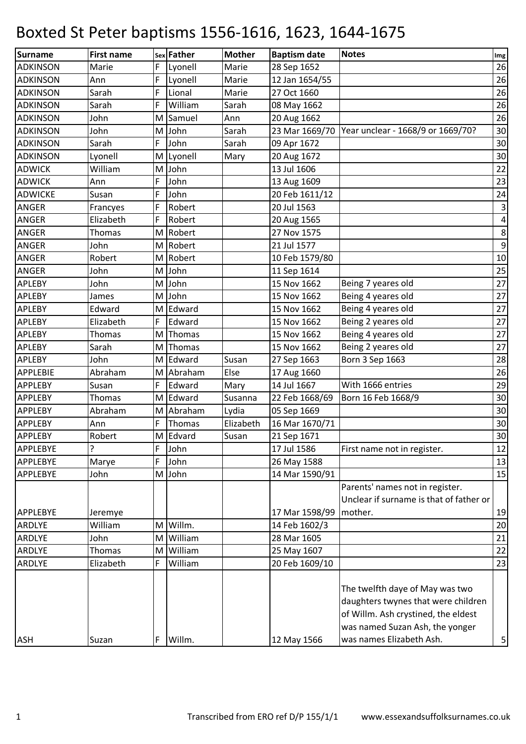# Boxted St Peter baptisms 1556-1616, 1623, 1644-1675

| Surname | First name | Sex | Father | Mother | Baptism date | Notes | Img |
|---|---|---|---|---|---|---|---|
| ADKINSON | Marie | F | Lyonell | Marie | 28 Sep 1652 | | 26 |
| ADKINSON | Ann | F | Lyonell | Marie | 12 Jan 1654/55 | | 26 |
| ADKINSON | Sarah | F | Lional | Marie | 27 Oct 1660 | | 26 |
| ADKINSON | Sarah | F | William | Sarah | 08 May 1662 | | 26 |
| ADKINSON | John | M | Samuel | Ann | 20 Aug 1662 | | 26 |
| ADKINSON | John | M | John | Sarah | 23 Mar 1669/70 | Year unclear - 1668/9 or 1669/70? | 30 |
| ADKINSON | Sarah | F | John | Sarah | 09 Apr 1672 | | 30 |
| ADKINSON | Lyonell | M | Lyonell | Mary | 20 Aug 1672 | | 30 |
| ADWICK | William | M | John | | 13 Jul 1606 | | 22 |
| ADWICK | Ann | F | John | | 13 Aug 1609 | | 23 |
| ADWICKE | Susan | F | John | | 20 Feb 1611/12 | | 24 |
| ANGER | Francyes | F | Robert | | 20 Jul 1563 | | 3 |
| ANGER | Elizabeth | F | Robert | | 20 Aug 1565 | | 4 |
| ANGER | Thomas | M | Robert | | 27 Nov 1575 | | 8 |
| ANGER | John | M | Robert | | 21 Jul 1577 | | 9 |
| ANGER | Robert | M | Robert | | 10 Feb 1579/80 | | 10 |
| ANGER | John | M | John | | 11 Sep 1614 | | 25 |
| APLEBY | John | M | John | | 15 Nov 1662 | Being 7 yeares old | 27 |
| APLEBY | James | M | John | | 15 Nov 1662 | Being 4 yeares old | 27 |
| APLEBY | Edward | M | Edward | | 15 Nov 1662 | Being 4 yeares old | 27 |
| APLEBY | Elizabeth | F | Edward | | 15 Nov 1662 | Being 2 yeares old | 27 |
| APLEBY | Thomas | M | Thomas | | 15 Nov 1662 | Being 4 yeares old | 27 |
| APLEBY | Sarah | M | Thomas | | 15 Nov 1662 | Being 2 yeares old | 27 |
| APLEBY | John | M | Edward | Susan | 27 Sep 1663 | Born 3 Sep 1663 | 28 |
| APPLEBIE | Abraham | M | Abraham | Else | 17 Aug 1660 | | 26 |
| APPLEBY | Susan | F | Edward | Mary | 14 Jul 1667 | With 1666 entries | 29 |
| APPLEBY | Thomas | M | Edward | Susanna | 22 Feb 1668/69 | Born 16 Feb 1668/9 | 30 |
| APPLEBY | Abraham | M | Abraham | Lydia | 05 Sep 1669 | | 30 |
| APPLEBY | Ann | F | Thomas | Elizabeth | 16 Mar 1670/71 | | 30 |
| APPLEBY | Robert | M | Edvard | Susan | 21 Sep 1671 | | 30 |
| APPLEBYE | ? | F | John | | 17 Jul 1586 | First name not in register. | 12 |
| APPLEBYE | Marye | F | John | | 26 May 1588 | | 13 |
| APPLEBYE | John | M | John | | 14 Mar 1590/91 | | 15 |
| APPLEBYE | Jeremye | | | | 17 Mar 1598/99 | Parents' names not in register. Unclear if surname is that of father or mother. | 19 |
| ARDLYE | William | M | Willm. | | 14 Feb 1602/3 | | 20 |
| ARDLYE | John | M | William | | 28 Mar 1605 | | 21 |
| ARDLYE | Thomas | M | William | | 25 May 1607 | | 22 |
| ARDLYE | Elizabeth | F | William | | 20 Feb 1609/10 | | 23 |
| ASH | Suzan | F | Willm. | | 12 May 1566 | The twelfth daye of May was two daughters twynes that were children of Willm. Ash crystined, the eldest was named Suzan Ash, the yonger was names Elizabeth Ash. | 5 |

Transcribed from ERO ref D/P 155/1/1 www.essexandsuffolksurnames.co.uk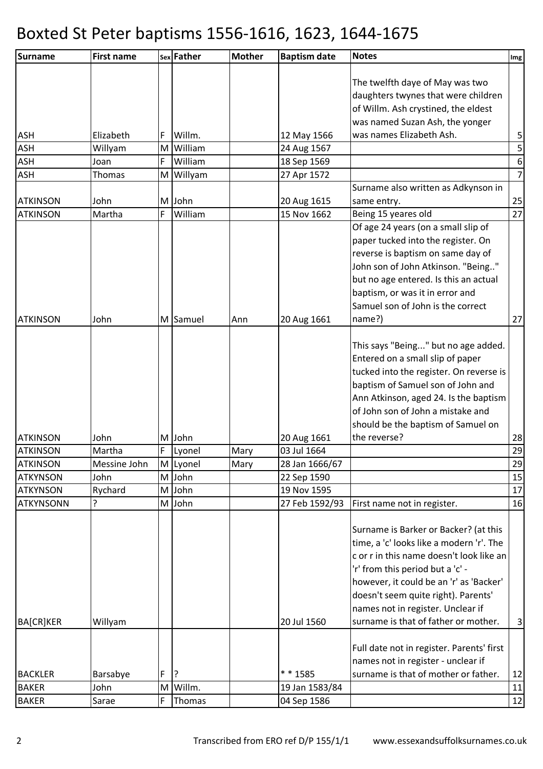# Boxted St Peter baptisms 1556-1616, 1623, 1644-1675

| Surname | First name | Sex | Father | Mother | Baptism date | Notes | Img |
|---|---|---|---|---|---|---|---|
| ASH | Elizabeth | F | Willm. | | 12 May 1566 | The twelfth daye of May was two daughters twynes that were children of Willm. Ash crystined, the eldest was named Suzan Ash, the yonger was names Elizabeth Ash. | 5 |
| ASH | Willyam | M | William | | 24 Aug 1567 | | 5 |
| ASH | Joan | F | William | | 18 Sep 1569 | | 6 |
| ASH | Thomas | M | Willyam | | 27 Apr 1572 | | 7 |
| ATKINSON | John | M | John | | 20 Aug 1615 | Surname also written as Adkynson in same entry. | 25 |
| ATKINSON | Martha | F | William | | 15 Nov 1662 | Being 15 yeares old | 27 |
| ATKINSON | John | M | Samuel | Ann | 20 Aug 1661 | Of age 24 years (on a small slip of paper tucked into the register. On reverse is baptism on same day of John son of John Atkinson. "Being.." but no age entered. Is this an actual baptism, or was it in error and Samuel son of John is the correct name?) | 27 |
| ATKINSON | John | M | John | | 20 Aug 1661 | This says "Being..." but no age added. Entered on a small slip of paper tucked into the register. On reverse is baptism of Samuel son of John and Ann Atkinson, aged 24. Is the baptism of John son of John a mistake and should be the baptism of Samuel on the reverse? | 28 |
| ATKINSON | Martha | F | Lyonel | Mary | 03 Jul 1664 | | 29 |
| ATKINSON | Messine John | M | Lyonel | Mary | 28 Jan 1666/67 | | 29 |
| ATKYNSON | John | M | John | | 22 Sep 1590 | | 15 |
| ATKYNSON | Rychard | M | John | | 19 Nov 1595 | | 17 |
| ATKYNSONN | ? | M | John | | 27 Feb 1592/93 | First name not in register. | 16 |
| BA[CR]KER | Willyam | | | | 20 Jul 1560 | Surname is Barker or Backer? (at this time, a 'c' looks like a modern 'r'. The c or r in this name doesn't look like an 'r' from this period but a 'c' - however, it could be an 'r' as 'Backer' doesn't seem quite right). Parents' names not in register. Unclear if surname is that of father or mother. | 3 |
| BACKLER | Barsabye | F | ? | | * * 1585 | Full date not in register. Parents' first names not in register - unclear if surname is that of mother or father. | 12 |
| BAKER | John | M | Willm. | | 19 Jan 1583/84 | | 11 |
| BAKER | Sarae | F | Thomas | | 04 Sep 1586 | | 12 |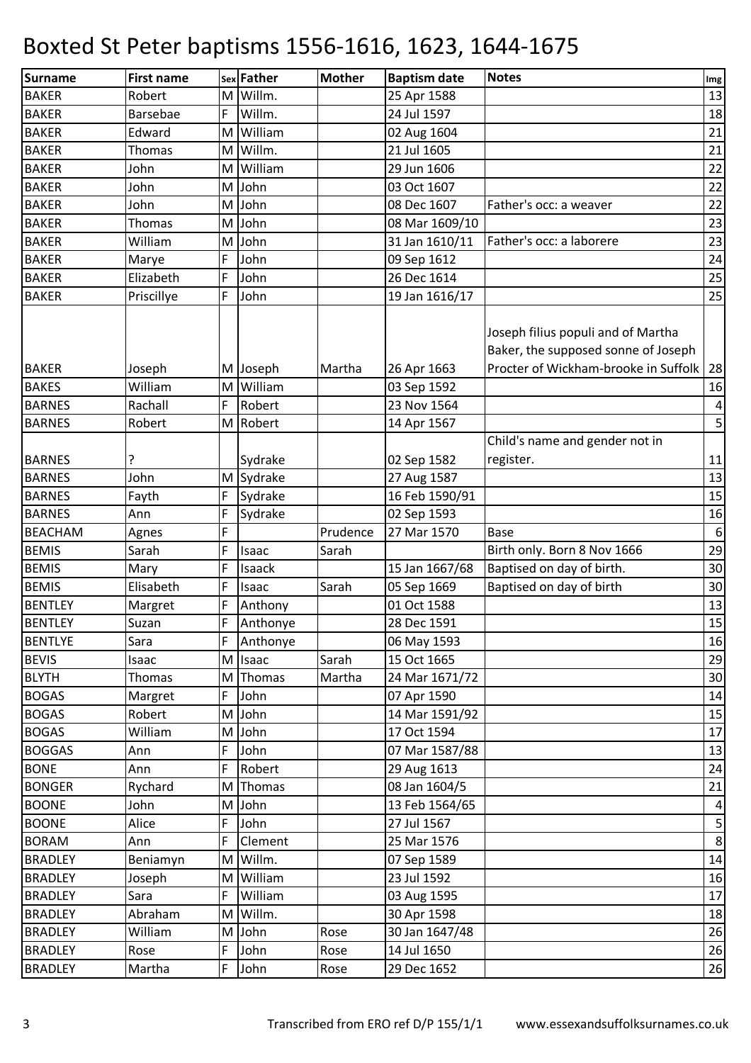# Boxted St Peter baptisms 1556-1616, 1623, 1644-1675

| Surname | First name | Sex | Father | Mother | Baptism date | Notes | Img |
|---|---|---|---|---|---|---|---|
| BAKER | Robert | M | Willm. | | 25 Apr 1588 | | 13 |
| BAKER | Barsebae | F | Willm. | | 24 Jul 1597 | | 18 |
| BAKER | Edward | M | William | | 02 Aug 1604 | | 21 |
| BAKER | Thomas | M | Willm. | | 21 Jul 1605 | | 21 |
| BAKER | John | M | William | | 29 Jun 1606 | | 22 |
| BAKER | John | M | John | | 03 Oct 1607 | | 22 |
| BAKER | John | M | John | | 08 Dec 1607 | Father's occ: a weaver | 22 |
| BAKER | Thomas | M | John | | 08 Mar 1609/10 | | 23 |
| BAKER | William | M | John | | 31 Jan 1610/11 | Father's occ: a laborere | 23 |
| BAKER | Marye | F | John | | 09 Sep 1612 | | 24 |
| BAKER | Elizabeth | F | John | | 26 Dec 1614 | | 25 |
| BAKER | Priscillye | F | John | | 19 Jan 1616/17 | | 25 |
| BAKER | Joseph | M | Joseph | Martha | 26 Apr 1663 | Joseph filius populi and of Martha Baker, the supposed sonne of Joseph Procter of Wickham-brooke in Suffolk | 28 |
| BAKES | William | M | William | | 03 Sep 1592 | | 16 |
| BARNES | Rachall | F | Robert | | 23 Nov 1564 | | 4 |
| BARNES | Robert | M | Robert | | 14 Apr 1567 | | 5 |
| BARNES | ? | | Sydrake | | 02 Sep 1582 | Child's name and gender not in register. | 11 |
| BARNES | John | M | Sydrake | | 27 Aug 1587 | | 13 |
| BARNES | Fayth | F | Sydrake | | 16 Feb 1590/91 | | 15 |
| BARNES | Ann | F | Sydrake | | 02 Sep 1593 | | 16 |
| BEACHAM | Agnes | F | | Prudence | 27 Mar 1570 | Base | 6 |
| BEMIS | Sarah | F | Isaac | Sarah | | Birth only. Born 8 Nov 1666 | 29 |
| BEMIS | Mary | F | Isaack | | 15 Jan 1667/68 | Baptised on day of birth. | 30 |
| BEMIS | Elisabeth | F | Isaac | Sarah | 05 Sep 1669 | Baptised on day of birth | 30 |
| BENTLEY | Margret | F | Anthony | | 01 Oct 1588 | | 13 |
| BENTLEY | Suzan | F | Anthonye | | 28 Dec 1591 | | 15 |
| BENTLYE | Sara | F | Anthonye | | 06 May 1593 | | 16 |
| BEVIS | Isaac | M | Isaac | Sarah | 15 Oct 1665 | | 29 |
| BLYTH | Thomas | M | Thomas | Martha | 24 Mar 1671/72 | | 30 |
| BOGAS | Margret | F | John | | 07 Apr 1590 | | 14 |
| BOGAS | Robert | M | John | | 14 Mar 1591/92 | | 15 |
| BOGAS | William | M | John | | 17 Oct 1594 | | 17 |
| BOGGAS | Ann | F | John | | 07 Mar 1587/88 | | 13 |
| BONE | Ann | F | Robert | | 29 Aug 1613 | | 24 |
| BONGER | Rychard | M | Thomas | | 08 Jan 1604/5 | | 21 |
| BOONE | John | M | John | | 13 Feb 1564/65 | | 4 |
| BOONE | Alice | F | John | | 27 Jul 1567 | | 5 |
| BORAM | Ann | F | Clement | | 25 Mar 1576 | | 8 |
| BRADLEY | Beniamyn | M | Willm. | | 07 Sep 1589 | | 14 |
| BRADLEY | Joseph | M | William | | 23 Jul 1592 | | 16 |
| BRADLEY | Sara | F | William | | 03 Aug 1595 | | 17 |
| BRADLEY | Abraham | M | Willm. | | 30 Apr 1598 | | 18 |
| BRADLEY | William | M | John | Rose | 30 Jan 1647/48 | | 26 |
| BRADLEY | Rose | F | John | Rose | 14 Jul 1650 | | 26 |
| BRADLEY | Martha | F | John | Rose | 29 Dec 1652 | | 26 |

Transcribed from ERO ref D/P 155/1/1 www.essexandsuffolksurnames.co.uk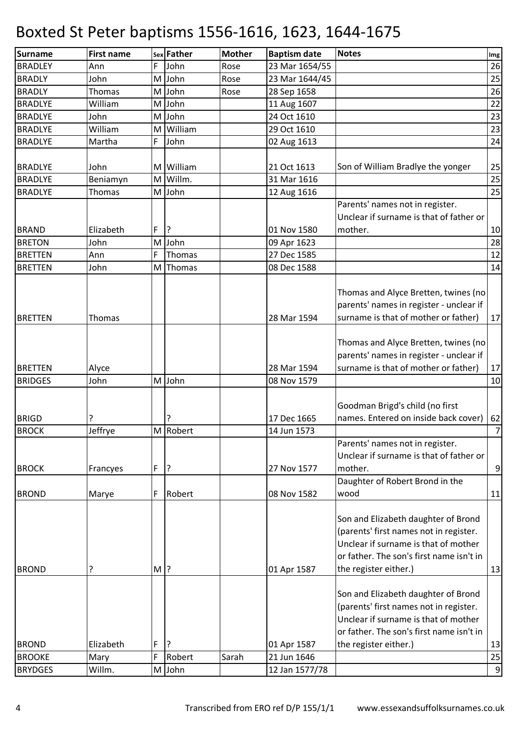# Boxted St Peter baptisms 1556-1616, 1623, 1644-1675

| Surname | First name | Sex | Father | Mother | Baptism date | Notes | Img |
|---|---|---|---|---|---|---|---|
| BRADLEY | Ann | F | John | Rose | 23 Mar 1654/55 | | 26 |
| BRADLY | John | M | John | Rose | 23 Mar 1644/45 | | 25 |
| BRADLY | Thomas | M | John | Rose | 28 Sep 1658 | | 26 |
| BRADLYE | William | M | John | | 11 Aug 1607 | | 22 |
| BRADLYE | John | M | John | | 24 Oct 1610 | | 23 |
| BRADLYE | William | M | William | | 29 Oct 1610 | | 23 |
| BRADLYE | Martha | F | John | | 02 Aug 1613 | | 24 |
| BRADLYE | John | M | William | | 21 Oct 1613 | Son of William Bradlye the yonger | 25 |
| BRADLYE | Beniamyn | M | Willm. | | 31 Mar 1616 | | 25 |
| BRADLYE | Thomas | M | John | | 12 Aug 1616 | | 25 |
| BRAND | Elizabeth | F | ? | | 01 Nov 1580 | Parents' names not in register. Unclear if surname is that of father or mother. | 10 |
| BRETON | John | M | John | | 09 Apr 1623 | | 28 |
| BRETTEN | Ann | F | Thomas | | 27 Dec 1585 | | 12 |
| BRETTEN | John | M | Thomas | | 08 Dec 1588 | | 14 |
| BRETTEN | Thomas | | | | 28 Mar 1594 | Thomas and Alyce Bretten, twines (no parents' names in register - unclear if surname is that of mother or father) | 17 |
| BRETTEN | Alyce | | | | 28 Mar 1594 | Thomas and Alyce Bretten, twines (no parents' names in register - unclear if surname is that of mother or father) | 17 |
| BRIDGES | John | M | John | | 08 Nov 1579 | | 10 |
| BRIGD | ? | | ? | | 17 Dec 1665 | Goodman Brigd's child (no first names. Entered on inside back cover) | 62 |
| BROCK | Jeffrye | M | Robert | | 14 Jun 1573 | | 7 |
| BROCK | Francyes | F | ? | | 27 Nov 1577 | Parents' names not in register. Unclear if surname is that of father or mother. | 9 |
| BROND | Marye | F | Robert | | 08 Nov 1582 | Daughter of Robert Brond in the wood | 11 |
| BROND | ? | M | ? | | 01 Apr 1587 | Son and Elizabeth daughter of Brond (parents' first names not in register. Unclear if surname is that of mother or father. The son's first name isn't in the register either.) | 13 |
| BROND | Elizabeth | F | ? | | 01 Apr 1587 | Son and Elizabeth daughter of Brond (parents' first names not in register. Unclear if surname is that of mother or father. The son's first name isn't in the register either.) | 13 |
| BROOKE | Mary | F | Robert | Sarah | 21 Jun 1646 | | 25 |
| BRYDGES | Willm. | M | John | | 12 Jan 1577/78 | | 9 |

Transcribed from ERO ref D/P 155/1/1 www.essexandsuffolksurnames.co.uk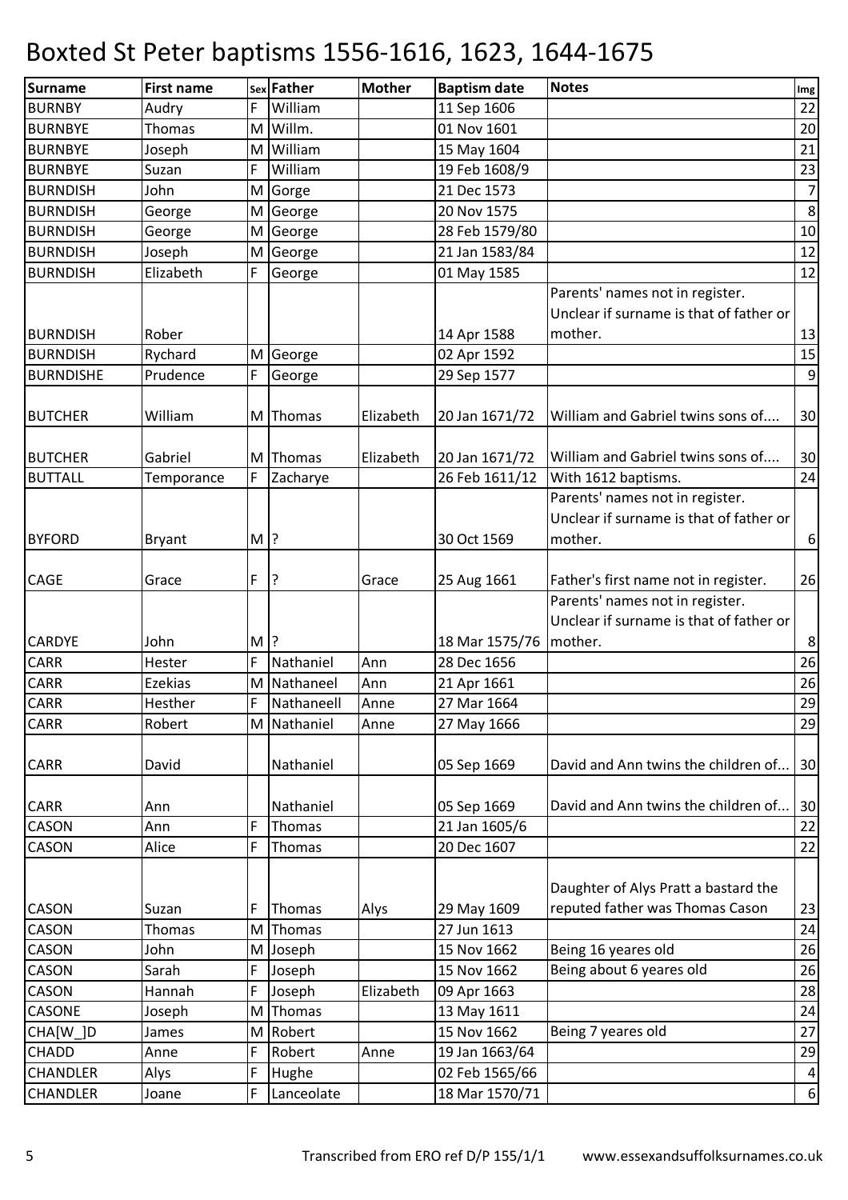# Boxted St Peter baptisms 1556-1616, 1623, 1644-1675

| Surname | First name | Sex | Father | Mother | Baptism date | Notes | Img |
|---|---|---|---|---|---|---|---|
| BURNBY | Audry | F | William | | 11 Sep 1606 | | 22 |
| BURNBYE | Thomas | M | Willm. | | 01 Nov 1601 | | 20 |
| BURNBYE | Joseph | M | William | | 15 May 1604 | | 21 |
| BURNBYE | Suzan | F | William | | 19 Feb 1608/9 | | 23 |
| BURNDISH | John | M | Gorge | | 21 Dec 1573 | | 7 |
| BURNDISH | George | M | George | | 20 Nov 1575 | | 8 |
| BURNDISH | George | M | George | | 28 Feb 1579/80 | | 10 |
| BURNDISH | Joseph | M | George | | 21 Jan 1583/84 | | 12 |
| BURNDISH | Elizabeth | F | George | | 01 May 1585 | | 12 |
| BURNDISH | Rober | | | | 14 Apr 1588 | Parents' names not in register. Unclear if surname is that of father or mother. | 13 |
| BURNDISH | Rychard | M | George | | 02 Apr 1592 | | 15 |
| BURNDISHE | Prudence | F | George | | 29 Sep 1577 | | 9 |
| BUTCHER | William | M | Thomas | Elizabeth | 20 Jan 1671/72 | William and Gabriel twins sons of.... | 30 |
| BUTCHER | Gabriel | M | Thomas | Elizabeth | 20 Jan 1671/72 | William and Gabriel twins sons of.... | 30 |
| BUTTALL | Temporance | F | Zacharye | | 26 Feb 1611/12 | With 1612 baptisms. | 24 |
| BYFORD | Bryant | M | ? | | 30 Oct 1569 | Parents' names not in register. Unclear if surname is that of father or mother. | 6 |
| CAGE | Grace | F | ? | Grace | 25 Aug 1661 | Father's first name not in register. | 26 |
| CARDYE | John | M | ? | | 18 Mar 1575/76 | Parents' names not in register. Unclear if surname is that of father or mother. | 8 |
| CARR | Hester | F | Nathaniel | Ann | 28 Dec 1656 | | 26 |
| CARR | Ezekias | M | Nathaneel | Ann | 21 Apr 1661 | | 26 |
| CARR | Hesther | F | Nathaneell | Anne | 27 Mar 1664 | | 29 |
| CARR | Robert | M | Nathaniel | Anne | 27 May 1666 | | 29 |
| CARR | David | | Nathaniel | | 05 Sep 1669 | David and Ann twins the children of... | 30 |
| CARR | Ann | | Nathaniel | | 05 Sep 1669 | David and Ann twins the children of... | 30 |
| CASON | Ann | F | Thomas | | 21 Jan 1605/6 | | 22 |
| CASON | Alice | F | Thomas | | 20 Dec 1607 | | 22 |
| CASON | Suzan | F | Thomas | Alys | 29 May 1609 | Daughter of Alys Pratt a bastard the reputed father was Thomas Cason | 23 |
| CASON | Thomas | M | Thomas | | 27 Jun 1613 | | 24 |
| CASON | John | M | Joseph | | 15 Nov 1662 | Being 16 yeares old | 26 |
| CASON | Sarah | F | Joseph | | 15 Nov 1662 | Being about 6 yeares old | 26 |
| CASON | Hannah | F | Joseph | Elizabeth | 09 Apr 1663 | | 28 |
| CASONE | Joseph | M | Thomas | | 13 May 1611 | | 24 |
| CHA[W_]D | James | M | Robert | | 15 Nov 1662 | Being 7 yeares old | 27 |
| CHADD | Anne | F | Robert | Anne | 19 Jan 1663/64 | | 29 |
| CHANDLER | Alys | F | Hughe | | 02 Feb 1565/66 | | 4 |
| CHANDLER | Joane | F | Lanceolate | | 18 Mar 1570/71 | | 6 |

Transcribed from ERO ref D/P 155/1/1 www.essexandsuffolksurnames.co.uk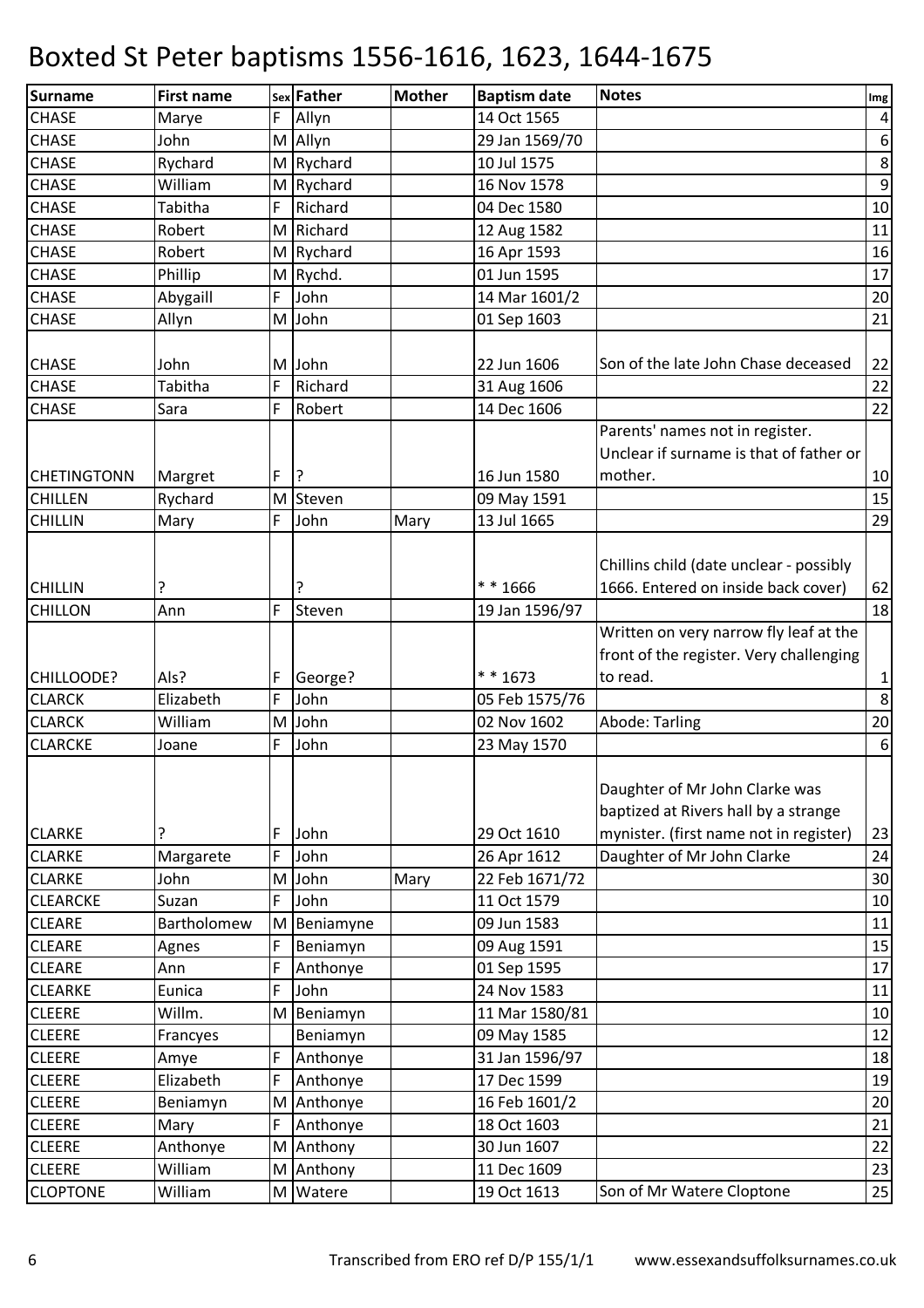# Boxted St Peter baptisms 1556-1616, 1623, 1644-1675

| Surname | First name | Sex | Father | Mother | Baptism date | Notes | Img |
|---|---|---|---|---|---|---|---|
| CHASE | Marye | F | Allyn | | 14 Oct 1565 | | 4 |
| CHASE | John | M | Allyn | | 29 Jan 1569/70 | | 6 |
| CHASE | Rychard | M | Rychard | | 10 Jul 1575 | | 8 |
| CHASE | William | M | Rychard | | 16 Nov 1578 | | 9 |
| CHASE | Tabitha | F | Richard | | 04 Dec 1580 | | 10 |
| CHASE | Robert | M | Richard | | 12 Aug 1582 | | 11 |
| CHASE | Robert | M | Rychard | | 16 Apr 1593 | | 16 |
| CHASE | Phillip | M | Rychd. | | 01 Jun 1595 | | 17 |
| CHASE | Abygaill | F | John | | 14 Mar 1601/2 | | 20 |
| CHASE | Allyn | M | John | | 01 Sep 1603 | | 21 |
| CHASE | John | M | John | | 22 Jun 1606 | Son of the late John Chase deceased | 22 |
| CHASE | Tabitha | F | Richard | | 31 Aug 1606 | | 22 |
| CHASE | Sara | F | Robert | | 14 Dec 1606 | | 22 |
| CHETINGTONN | Margret | F | ? | | 16 Jun 1580 | Parents' names not in register. Unclear if surname is that of father or mother. | 10 |
| CHILLEN | Rychard | M | Steven | | 09 May 1591 | | 15 |
| CHILLIN | Mary | F | John | Mary | 13 Jul 1665 | | 29 |
| CHILLIN | ? | | ? | | * * 1666 | Chillins child (date unclear - possibly 1666. Entered on inside back cover) | 62 |
| CHILLON | Ann | F | Steven | | 19 Jan 1596/97 | | 18 |
| CHILLOODE? | Als? | F | George? | | * * 1673 | Written on very narrow fly leaf at the front of the register. Very challenging to read. | 1 |
| CLARCK | Elizabeth | F | John | | 05 Feb 1575/76 | | 8 |
| CLARCK | William | M | John | | 02 Nov 1602 | Abode: Tarling | 20 |
| CLARCKE | Joane | F | John | | 23 May 1570 | | 6 |
| CLARKE | ? | F | John | | 29 Oct 1610 | Daughter of Mr John Clarke was baptized at Rivers hall by a strange mynister. (first name not in register) | 23 |
| CLARKE | Margarete | F | John | | 26 Apr 1612 | Daughter of Mr John Clarke | 24 |
| CLARKE | John | M | John | Mary | 22 Feb 1671/72 | | 30 |
| CLEARCKE | Suzan | F | John | | 11 Oct 1579 | | 10 |
| CLEARE | Bartholomew | M | Beniamyne | | 09 Jun 1583 | | 11 |
| CLEARE | Agnes | F | Beniamyn | | 09 Aug 1591 | | 15 |
| CLEARE | Ann | F | Anthonye | | 01 Sep 1595 | | 17 |
| CLEARKE | Eunica | F | John | | 24 Nov 1583 | | 11 |
| CLEERE | Willm. | M | Beniamyn | | 11 Mar 1580/81 | | 10 |
| CLEERE | Francyes | | Beniamyn | | 09 May 1585 | | 12 |
| CLEERE | Amye | F | Anthonye | | 31 Jan 1596/97 | | 18 |
| CLEERE | Elizabeth | F | Anthonye | | 17 Dec 1599 | | 19 |
| CLEERE | Beniamyn | M | Anthonye | | 16 Feb 1601/2 | | 20 |
| CLEERE | Mary | F | Anthonye | | 18 Oct 1603 | | 21 |
| CLEERE | Anthonye | M | Anthony | | 30 Jun 1607 | | 22 |
| CLEERE | William | M | Anthony | | 11 Dec 1609 | | 23 |
| CLOPTONE | William | M | Watere | | 19 Oct 1613 | Son of Mr Watere Cloptone | 25 |

Transcribed from ERO ref D/P 155/1/1 www.essexandsuffolksurnames.co.uk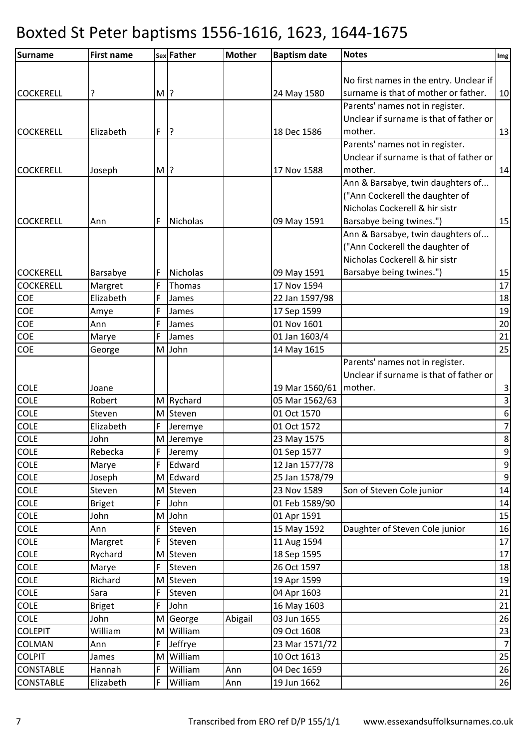# Boxted St Peter baptisms 1556-1616, 1623, 1644-1675

| Surname | First name | Sex | Father | Mother | Baptism date | Notes | Img |
|---|---|---|---|---|---|---|---|
| COCKERELL | ? | M | ? | | 24 May 1580 | No first names in the entry. Unclear if surname is that of mother or father. | 10 |
| COCKERELL | Elizabeth | F | ? | | 18 Dec 1586 | Parents' names not in register. Unclear if surname is that of father or mother. | 13 |
| COCKERELL | Joseph | M | ? | | 17 Nov 1588 | Parents' names not in register. Unclear if surname is that of father or mother. | 14 |
| COCKERELL | Ann | F | Nicholas | | 09 May 1591 | Ann & Barsabye, twin daughters of... ("Ann Cockerell the daughter of Nicholas Cockerell & hir sistr Barsabye being twines.") | 15 |
| COCKERELL | Barsabye | F | Nicholas | | 09 May 1591 | Ann & Barsabye, twin daughters of... ("Ann Cockerell the daughter of Nicholas Cockerell & hir sistr Barsabye being twines.") | 15 |
| COCKERELL | Margret | F | Thomas | | 17 Nov 1594 | | 17 |
| COE | Elizabeth | F | James | | 22 Jan 1597/98 | | 18 |
| COE | Amye | F | James | | 17 Sep 1599 | | 19 |
| COE | Ann | F | James | | 01 Nov 1601 | | 20 |
| COE | Marye | F | James | | 01 Jan 1603/4 | | 21 |
| COE | George | M | John | | 14 May 1615 | | 25 |
| COLE | Joane | | | | 19 Mar 1560/61 | Parents' names not in register. Unclear if surname is that of father or mother. | 3 |
| COLE | Robert | M | Rychard | | 05 Mar 1562/63 | | 3 |
| COLE | Steven | M | Steven | | 01 Oct 1570 | | 6 |
| COLE | Elizabeth | F | Jeremye | | 01 Oct 1572 | | 7 |
| COLE | John | M | Jeremye | | 23 May 1575 | | 8 |
| COLE | Rebecka | F | Jeremy | | 01 Sep 1577 | | 9 |
| COLE | Marye | F | Edward | | 12 Jan 1577/78 | | 9 |
| COLE | Joseph | M | Edward | | 25 Jan 1578/79 | | 9 |
| COLE | Steven | M | Steven | | 23 Nov 1589 | Son of Steven Cole junior | 14 |
| COLE | Briget | F | John | | 01 Feb 1589/90 | | 14 |
| COLE | John | M | John | | 01 Apr 1591 | | 15 |
| COLE | Ann | F | Steven | | 15 May 1592 | Daughter of Steven Cole junior | 16 |
| COLE | Margret | F | Steven | | 11 Aug 1594 | | 17 |
| COLE | Rychard | M | Steven | | 18 Sep 1595 | | 17 |
| COLE | Marye | F | Steven | | 26 Oct 1597 | | 18 |
| COLE | Richard | M | Steven | | 19 Apr 1599 | | 19 |
| COLE | Sara | F | Steven | | 04 Apr 1603 | | 21 |
| COLE | Briget | F | John | | 16 May 1603 | | 21 |
| COLE | John | M | George | Abigail | 03 Jun 1655 | | 26 |
| COLEPIT | William | M | William | | 09 Oct 1608 | | 23 |
| COLMAN | Ann | F | Jeffrye | | 23 Mar 1571/72 | | 7 |
| COLPIT | James | M | William | | 10 Oct 1613 | | 25 |
| CONSTABLE | Hannah | F | William | Ann | 04 Dec 1659 | | 26 |
| CONSTABLE | Elizabeth | F | William | Ann | 19 Jun 1662 | | 26 |

Transcribed from ERO ref D/P 155/1/1 www.essexandsuffolksurnames.co.uk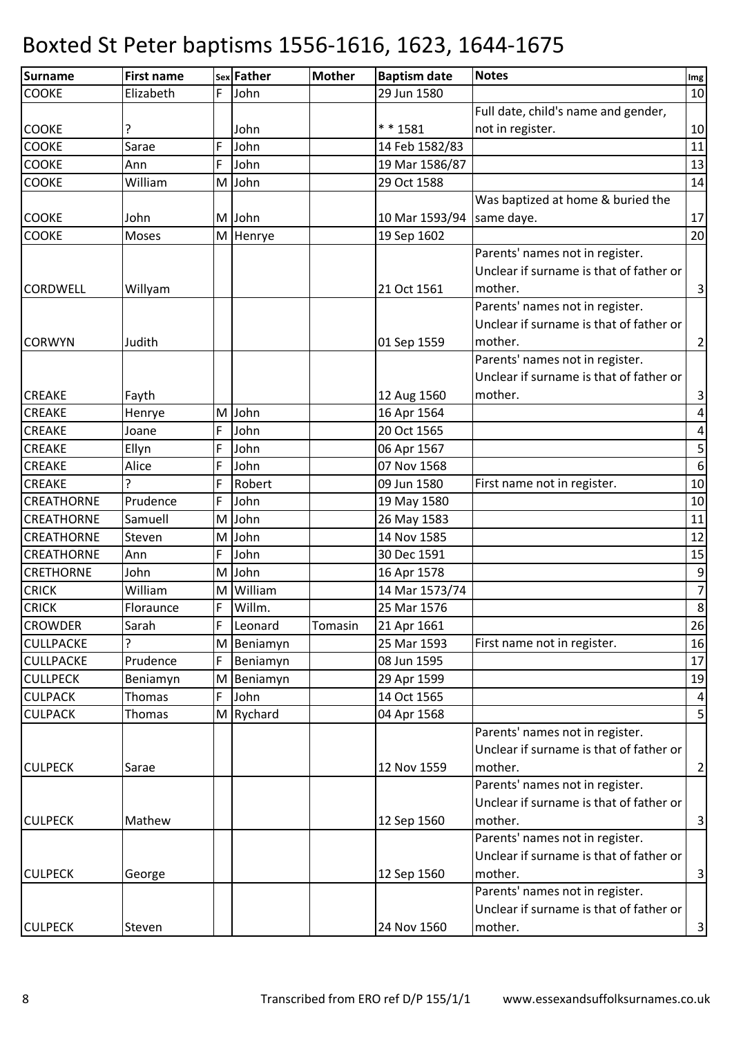# Boxted St Peter baptisms 1556-1616, 1623, 1644-1675

| Surname | First name | Sex | Father | Mother | Baptism date | Notes | Img |
|---|---|---|---|---|---|---|---|
| COOKE | Elizabeth | F | John | | 29 Jun 1580 | | 10 |
| COOKE | ? | | John | | * * 1581 | Full date, child's name and gender, not in register. | 10 |
| COOKE | Sarae | F | John | | 14 Feb 1582/83 | | 11 |
| COOKE | Ann | F | John | | 19 Mar 1586/87 | | 13 |
| COOKE | William | M | John | | 29 Oct 1588 | | 14 |
| COOKE | John | M | John | | 10 Mar 1593/94 | Was baptized at home & buried the same daye. | 17 |
| COOKE | Moses | M | Henrye | | 19 Sep 1602 | | 20 |
| CORDWELL | Willyam | | | | 21 Oct 1561 | Parents' names not in register. Unclear if surname is that of father or mother. | 3 |
| CORWYN | Judith | | | | 01 Sep 1559 | Parents' names not in register. Unclear if surname is that of father or mother. | 2 |
| CREAKE | Fayth | | | | 12 Aug 1560 | Parents' names not in register. Unclear if surname is that of father or mother. | 3 |
| CREAKE | Henrye | M | John | | 16 Apr 1564 | | 4 |
| CREAKE | Joane | F | John | | 20 Oct 1565 | | 4 |
| CREAKE | Ellyn | F | John | | 06 Apr 1567 | | 5 |
| CREAKE | Alice | F | John | | 07 Nov 1568 | | 6 |
| CREAKE | ? | F | Robert | | 09 Jun 1580 | First name not in register. | 10 |
| CREATHORNE | Prudence | F | John | | 19 May 1580 | | 10 |
| CREATHORNE | Samuell | M | John | | 26 May 1583 | | 11 |
| CREATHORNE | Steven | M | John | | 14 Nov 1585 | | 12 |
| CREATHORNE | Ann | F | John | | 30 Dec 1591 | | 15 |
| CRETHORNE | John | M | John | | 16 Apr 1578 | | 9 |
| CRICK | William | M | William | | 14 Mar 1573/74 | | 7 |
| CRICK | Floraunce | F | Willm. | | 25 Mar 1576 | | 8 |
| CROWDER | Sarah | F | Leonard | Tomasin | 21 Apr 1661 | | 26 |
| CULLPACKE | ? | M | Beniamyn | | 25 Mar 1593 | First name not in register. | 16 |
| CULLPACKE | Prudence | F | Beniamyn | | 08 Jun 1595 | | 17 |
| CULLPECK | Beniamyn | M | Beniamyn | | 29 Apr 1599 | | 19 |
| CULPACK | Thomas | F | John | | 14 Oct 1565 | | 4 |
| CULPACK | Thomas | M | Rychard | | 04 Apr 1568 | | 5 |
| CULPECK | Sarae | | | | 12 Nov 1559 | Parents' names not in register. Unclear if surname is that of father or mother. | 2 |
| CULPECK | Mathew | | | | 12 Sep 1560 | Parents' names not in register. Unclear if surname is that of father or mother. | 3 |
| CULPECK | George | | | | 12 Sep 1560 | Parents' names not in register. Unclear if surname is that of father or mother. | 3 |
| CULPECK | Steven | | | | 24 Nov 1560 | Parents' names not in register. Unclear if surname is that of father or mother. | 3 |

Transcribed from ERO ref D/P 155/1/1 www.essexandsuffolksurnames.co.uk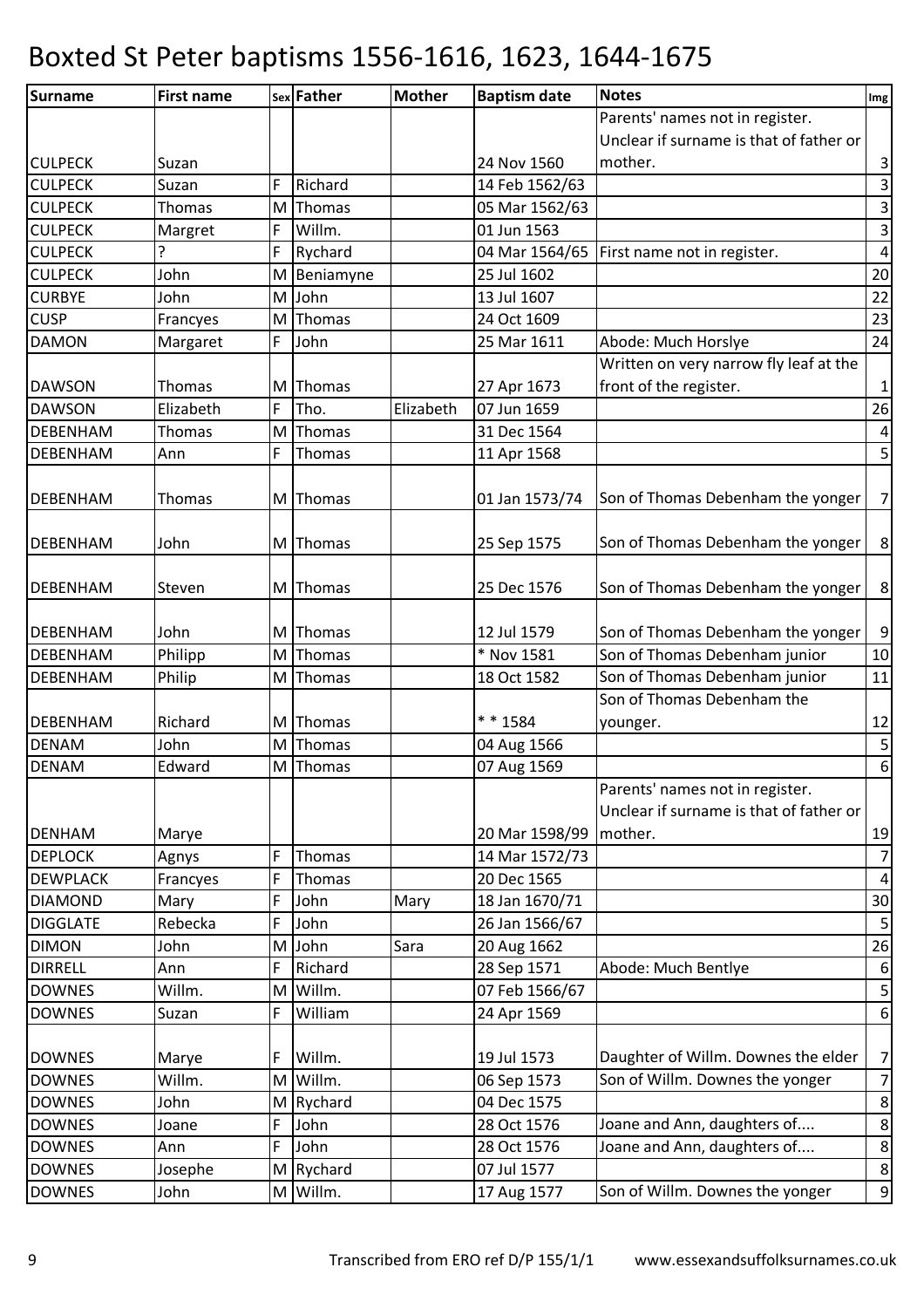# Boxted St Peter baptisms 1556-1616, 1623, 1644-1675

| Surname | First name | Sex | Father | Mother | Baptism date | Notes | Img |
|---|---|---|---|---|---|---|---|
| CULPECK | Suzan | | | | 24 Nov 1560 | Parents' names not in register. Unclear if surname is that of father or mother. | 3 |
| CULPECK | Suzan | F | Richard | | 14 Feb 1562/63 | | 3 |
| CULPECK | Thomas | M | Thomas | | 05 Mar 1562/63 | | 3 |
| CULPECK | Margret | F | Willm. | | 01 Jun 1563 | | 3 |
| CULPECK | ? | F | Rychard | | 04 Mar 1564/65 | First name not in register. | 4 |
| CULPECK | John | M | Beniamyne | | 25 Jul 1602 | | 20 |
| CURBYE | John | M | John | | 13 Jul 1607 | | 22 |
| CUSP | Francyes | M | Thomas | | 24 Oct 1609 | | 23 |
| DAMON | Margaret | F | John | | 25 Mar 1611 | Abode: Much Horslye | 24 |
| DAWSON | Thomas | M | Thomas | | 27 Apr 1673 | Written on very narrow fly leaf at the front of the register. | 1 |
| DAWSON | Elizabeth | F | Tho. | Elizabeth | 07 Jun 1659 | | 26 |
| DEBENHAM | Thomas | M | Thomas | | 31 Dec 1564 | | 4 |
| DEBENHAM | Ann | F | Thomas | | 11 Apr 1568 | | 5 |
| DEBENHAM | Thomas | M | Thomas | | 01 Jan 1573/74 | Son of Thomas Debenham the yonger | 7 |
| DEBENHAM | John | M | Thomas | | 25 Sep 1575 | Son of Thomas Debenham the yonger | 8 |
| DEBENHAM | Steven | M | Thomas | | 25 Dec 1576 | Son of Thomas Debenham the yonger | 8 |
| DEBENHAM | John | M | Thomas | | 12 Jul 1579 | Son of Thomas Debenham the yonger | 9 |
| DEBENHAM | Philipp | M | Thomas | | * Nov 1581 | Son of Thomas Debenham junior | 10 |
| DEBENHAM | Philip | M | Thomas | | 18 Oct 1582 | Son of Thomas Debenham junior | 11 |
| DEBENHAM | Richard | M | Thomas | | * * 1584 | Son of Thomas Debenham the younger. | 12 |
| DENAM | John | M | Thomas | | 04 Aug 1566 | | 5 |
| DENAM | Edward | M | Thomas | | 07 Aug 1569 | | 6 |
| DENHAM | Marye | | | | 20 Mar 1598/99 | Parents' names not in register. Unclear if surname is that of father or mother. | 19 |
| DEPLOCK | Agnys | F | Thomas | | 14 Mar 1572/73 | | 7 |
| DEWPLACK | Francyes | F | Thomas | | 20 Dec 1565 | | 4 |
| DIAMOND | Mary | F | John | Mary | 18 Jan 1670/71 | | 30 |
| DIGGLATE | Rebecka | F | John | | 26 Jan 1566/67 | | 5 |
| DIMON | John | M | John | Sara | 20 Aug 1662 | | 26 |
| DIRRELL | Ann | F | Richard | | 28 Sep 1571 | Abode: Much Bentlye | 6 |
| DOWNES | Willm. | M | Willm. | | 07 Feb 1566/67 | | 5 |
| DOWNES | Suzan | F | William | | 24 Apr 1569 | | 6 |
| DOWNES | Marye | F | Willm. | | 19 Jul 1573 | Daughter of Willm. Downes the elder | 7 |
| DOWNES | Willm. | M | Willm. | | 06 Sep 1573 | Son of Willm. Downes the yonger | 7 |
| DOWNES | John | M | Rychard | | 04 Dec 1575 | | 8 |
| DOWNES | Joane | F | John | | 28 Oct 1576 | Joane and Ann, daughters of.... | 8 |
| DOWNES | Ann | F | John | | 28 Oct 1576 | Joane and Ann, daughters of.... | 8 |
| DOWNES | Josephe | M | Rychard | | 07 Jul 1577 | | 8 |
| DOWNES | John | M | Willm. | | 17 Aug 1577 | Son of Willm. Downes the yonger | 9 |

Transcribed from ERO ref D/P 155/1/1 www.essexandsuffolksurnames.co.uk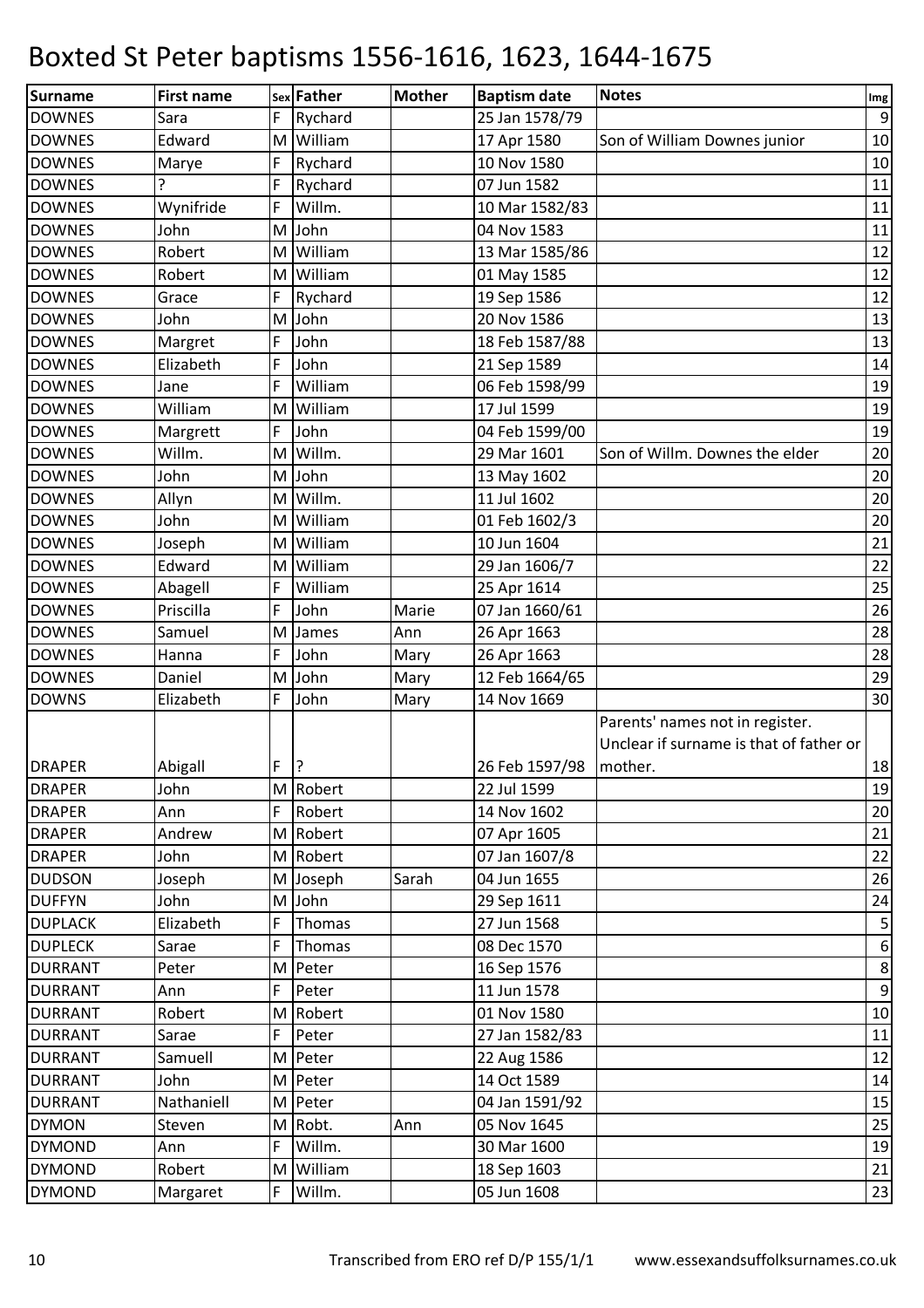# Boxted St Peter baptisms 1556-1616, 1623, 1644-1675

| Surname | First name | Sex | Father | Mother | Baptism date | Notes | Img |
|---|---|---|---|---|---|---|---|
| DOWNES | Sara | F | Rychard | | 25 Jan 1578/79 | | 9 |
| DOWNES | Edward | M | William | | 17 Apr 1580 | Son of William Downes junior | 10 |
| DOWNES | Marye | F | Rychard | | 10 Nov 1580 | | 10 |
| DOWNES | ? | F | Rychard | | 07 Jun 1582 | | 11 |
| DOWNES | Wynifride | F | Willm. | | 10 Mar 1582/83 | | 11 |
| DOWNES | John | M | John | | 04 Nov 1583 | | 11 |
| DOWNES | Robert | M | William | | 13 Mar 1585/86 | | 12 |
| DOWNES | Robert | M | William | | 01 May 1585 | | 12 |
| DOWNES | Grace | F | Rychard | | 19 Sep 1586 | | 12 |
| DOWNES | John | M | John | | 20 Nov 1586 | | 13 |
| DOWNES | Margret | F | John | | 18 Feb 1587/88 | | 13 |
| DOWNES | Elizabeth | F | John | | 21 Sep 1589 | | 14 |
| DOWNES | Jane | F | William | | 06 Feb 1598/99 | | 19 |
| DOWNES | William | M | William | | 17 Jul 1599 | | 19 |
| DOWNES | Margrett | F | John | | 04 Feb 1599/00 | | 19 |
| DOWNES | Willm. | M | Willm. | | 29 Mar 1601 | Son of Willm. Downes the elder | 20 |
| DOWNES | John | M | John | | 13 May 1602 | | 20 |
| DOWNES | Allyn | M | Willm. | | 11 Jul 1602 | | 20 |
| DOWNES | John | M | William | | 01 Feb 1602/3 | | 20 |
| DOWNES | Joseph | M | William | | 10 Jun 1604 | | 21 |
| DOWNES | Edward | M | William | | 29 Jan 1606/7 | | 22 |
| DOWNES | Abagell | F | William | | 25 Apr 1614 | | 25 |
| DOWNES | Priscilla | F | John | Marie | 07 Jan 1660/61 | | 26 |
| DOWNES | Samuel | M | James | Ann | 26 Apr 1663 | | 28 |
| DOWNES | Hanna | F | John | Mary | 26 Apr 1663 | | 28 |
| DOWNES | Daniel | M | John | Mary | 12 Feb 1664/65 | | 29 |
| DOWNS | Elizabeth | F | John | Mary | 14 Nov 1669 | | 30 |
| DRAPER | Abigall | F | ? | | 26 Feb 1597/98 | Parents' names not in register. Unclear if surname is that of father or mother. | 18 |
| DRAPER | John | M | Robert | | 22 Jul 1599 | | 19 |
| DRAPER | Ann | F | Robert | | 14 Nov 1602 | | 20 |
| DRAPER | Andrew | M | Robert | | 07 Apr 1605 | | 21 |
| DRAPER | John | M | Robert | | 07 Jan 1607/8 | | 22 |
| DUDSON | Joseph | M | Joseph | Sarah | 04 Jun 1655 | | 26 |
| DUFFYN | John | M | John | | 29 Sep 1611 | | 24 |
| DUPLACK | Elizabeth | F | Thomas | | 27 Jun 1568 | | 5 |
| DUPLECK | Sarae | F | Thomas | | 08 Dec 1570 | | 6 |
| DURRANT | Peter | M | Peter | | 16 Sep 1576 | | 8 |
| DURRANT | Ann | F | Peter | | 11 Jun 1578 | | 9 |
| DURRANT | Robert | M | Robert | | 01 Nov 1580 | | 10 |
| DURRANT | Sarae | F | Peter | | 27 Jan 1582/83 | | 11 |
| DURRANT | Samuell | M | Peter | | 22 Aug 1586 | | 12 |
| DURRANT | John | M | Peter | | 14 Oct 1589 | | 14 |
| DURRANT | Nathaniell | M | Peter | | 04 Jan 1591/92 | | 15 |
| DYMON | Steven | M | Robt. | Ann | 05 Nov 1645 | | 25 |
| DYMOND | Ann | F | Willm. | | 30 Mar 1600 | | 19 |
| DYMOND | Robert | M | William | | 18 Sep 1603 | | 21 |
| DYMOND | Margaret | F | Willm. | | 05 Jun 1608 | | 23 |

Transcribed from ERO ref D/P 155/1/1 www.essexandsuffolksurnames.co.uk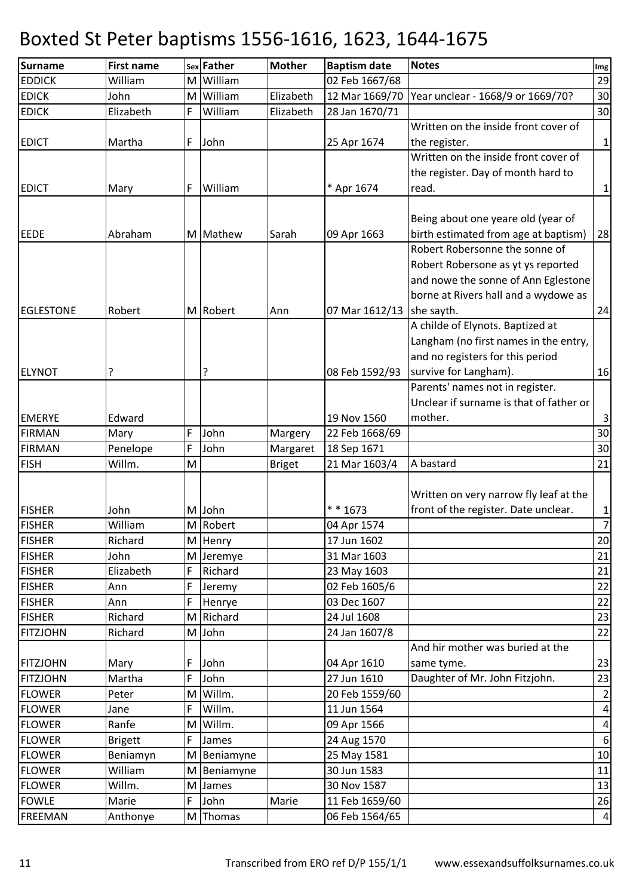# Boxted St Peter baptisms 1556-1616, 1623, 1644-1675

| Surname | First name | Sex | Father | Mother | Baptism date | Notes | Img |
|---|---|---|---|---|---|---|---|
| EDDICK | William | M | William | | 02 Feb 1667/68 | | 29 |
| EDICK | John | M | William | Elizabeth | 12 Mar 1669/70 | Year unclear - 1668/9 or 1669/70? | 30 |
| EDICK | Elizabeth | F | William | Elizabeth | 28 Jan 1670/71 | | 30 |
| EDICT | Martha | F | John | | 25 Apr 1674 | Written on the inside front cover of the register. | 1 |
| EDICT | Mary | F | William | | * Apr 1674 | Written on the inside front cover of the register. Day of month hard to read. | 1 |
| EEDE | Abraham | M | Mathew | Sarah | 09 Apr 1663 | Being about one yeare old (year of birth estimated from age at baptism) | 28 |
| EGLESTONE | Robert | M | Robert | Ann | 07 Mar 1612/13 | Robert Robersonne the sonne of Robert Robersone as yt ys reported and nowe the sonne of Ann Eglestone borne at Rivers hall and a wydowe as she sayth. | 24 |
| ELYNOT | ? | | ? | | 08 Feb 1592/93 | A childe of Elynots. Baptized at Langham (no first names in the entry, and no registers for this period survive for Langham). | 16 |
| EMERYE | Edward | | | | 19 Nov 1560 | Parents' names not in register. Unclear if surname is that of father or mother. | 3 |
| FIRMAN | Mary | F | John | Margery | 22 Feb 1668/69 | | 30 |
| FIRMAN | Penelope | F | John | Margaret | 18 Sep 1671 | | 30 |
| FISH | Willm. | M | | Briget | 21 Mar 1603/4 | A bastard | 21 |
| FISHER | John | M | John | | * * 1673 | Written on very narrow fly leaf at the front of the register. Date unclear. | 1 |
| FISHER | William | M | Robert | | 04 Apr 1574 | | 7 |
| FISHER | Richard | M | Henry | | 17 Jun 1602 | | 20 |
| FISHER | John | M | Jeremye | | 31 Mar 1603 | | 21 |
| FISHER | Elizabeth | F | Richard | | 23 May 1603 | | 21 |
| FISHER | Ann | F | Jeremy | | 02 Feb 1605/6 | | 22 |
| FISHER | Ann | F | Henrye | | 03 Dec 1607 | | 22 |
| FISHER | Richard | M | Richard | | 24 Jul 1608 | | 23 |
| FITZJOHN | Richard | M | John | | 24 Jan 1607/8 | | 22 |
| FITZJOHN | Mary | F | John | | 04 Apr 1610 | And hir mother was buried at the same tyme. | 23 |
| FITZJOHN | Martha | F | John | | 27 Jun 1610 | Daughter of Mr. John Fitzjohn. | 23 |
| FLOWER | Peter | M | Willm. | | 20 Feb 1559/60 | | 2 |
| FLOWER | Jane | F | Willm. | | 11 Jun 1564 | | 4 |
| FLOWER | Ranfe | M | Willm. | | 09 Apr 1566 | | 4 |
| FLOWER | Brigett | F | James | | 24 Aug 1570 | | 6 |
| FLOWER | Beniamyn | M | Beniamyne | | 25 May 1581 | | 10 |
| FLOWER | William | M | Beniamyne | | 30 Jun 1583 | | 11 |
| FLOWER | Willm. | M | James | | 30 Nov 1587 | | 13 |
| FOWLE | Marie | F | John | Marie | 11 Feb 1659/60 | | 26 |
| FREEMAN | Anthonye | M | Thomas | | 06 Feb 1564/65 | | 4 |

Transcribed from ERO ref D/P 155/1/1 www.essexandsuffolksurnames.co.uk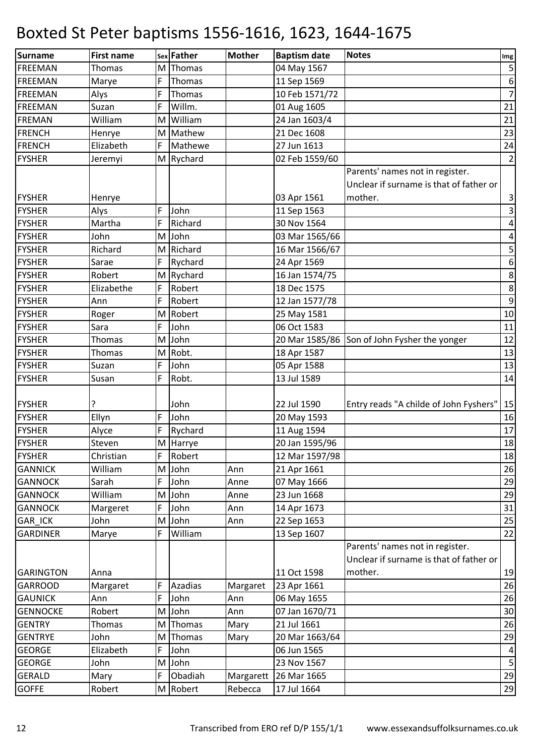# Boxted St Peter baptisms 1556-1616, 1623, 1644-1675

| Surname | First name | Sex | Father | Mother | Baptism date | Notes | Img |
|---|---|---|---|---|---|---|---|
| FREEMAN | Thomas | M | Thomas | | 04 May 1567 | | 5 |
| FREEMAN | Marye | F | Thomas | | 11 Sep 1569 | | 6 |
| FREEMAN | Alys | F | Thomas | | 10 Feb 1571/72 | | 7 |
| FREEMAN | Suzan | F | Willm. | | 01 Aug 1605 | | 21 |
| FREMAN | William | M | William | | 24 Jan 1603/4 | | 21 |
| FRENCH | Henrye | M | Mathew | | 21 Dec 1608 | | 23 |
| FRENCH | Elizabeth | F | Mathewe | | 27 Jun 1613 | | 24 |
| FYSHER | Jeremyi | M | Rychard | | 02 Feb 1559/60 | | 2 |
| FYSHER | Henrye | | | | 03 Apr 1561 | Parents' names not in register. Unclear if surname is that of father or mother. | 3 |
| FYSHER | Alys | F | John | | 11 Sep 1563 | | 3 |
| FYSHER | Martha | F | Richard | | 30 Nov 1564 | | 4 |
| FYSHER | John | M | John | | 03 Mar 1565/66 | | 4 |
| FYSHER | Richard | M | Richard | | 16 Mar 1566/67 | | 5 |
| FYSHER | Sarae | F | Rychard | | 24 Apr 1569 | | 6 |
| FYSHER | Robert | M | Rychard | | 16 Jan 1574/75 | | 8 |
| FYSHER | Elizabethe | F | Robert | | 18 Dec 1575 | | 8 |
| FYSHER | Ann | F | Robert | | 12 Jan 1577/78 | | 9 |
| FYSHER | Roger | M | Robert | | 25 May 1581 | | 10 |
| FYSHER | Sara | F | John | | 06 Oct 1583 | | 11 |
| FYSHER | Thomas | M | John | | 20 Mar 1585/86 | Son of John Fysher the yonger | 12 |
| FYSHER | Thomas | M | Robt. | | 18 Apr 1587 | | 13 |
| FYSHER | Suzan | F | John | | 05 Apr 1588 | | 13 |
| FYSHER | Susan | F | Robt. | | 13 Jul 1589 | | 14 |
| FYSHER | ? | | John | | 22 Jul 1590 | Entry reads "A childe of John Fyshers" | 15 |
| FYSHER | Ellyn | F | John | | 20 May 1593 | | 16 |
| FYSHER | Alyce | F | Rychard | | 11 Aug 1594 | | 17 |
| FYSHER | Steven | M | Harrye | | 20 Jan 1595/96 | | 18 |
| FYSHER | Christian | F | Robert | | 12 Mar 1597/98 | | 18 |
| GANNICK | William | M | John | Ann | 21 Apr 1661 | | 26 |
| GANNOCK | Sarah | F | John | Anne | 07 May 1666 | | 29 |
| GANNOCK | William | M | John | Anne | 23 Jun 1668 | | 29 |
| GANNOCK | Margeret | F | John | Ann | 14 Apr 1673 | | 31 |
| GAR_ICK | John | M | John | Ann | 22 Sep 1653 | | 25 |
| GARDINER | Marye | F | William | | 13 Sep 1607 | | 22 |
| GARINGTON | Anna | | | | 11 Oct 1598 | Parents' names not in register. Unclear if surname is that of father or mother. | 19 |
| GARROOD | Margaret | F | Azadias | Margaret | 23 Apr 1661 | | 26 |
| GAUNICK | Ann | F | John | Ann | 06 May 1655 | | 26 |
| GENNOCKE | Robert | M | John | Ann | 07 Jan 1670/71 | | 30 |
| GENTRY | Thomas | M | Thomas | Mary | 21 Jul 1661 | | 26 |
| GENTRYE | John | M | Thomas | Mary | 20 Mar 1663/64 | | 29 |
| GEORGE | Elizabeth | F | John | | 06 Jun 1565 | | 4 |
| GEORGE | John | M | John | | 23 Nov 1567 | | 5 |
| GERALD | Mary | F | Obadiah | Margarett | 26 Mar 1665 | | 29 |
| GOFFE | Robert | M | Robert | Rebecca | 17 Jul 1664 | | 29 |

Transcribed from ERO ref D/P 155/1/1 www.essexandsuffolksurnames.co.uk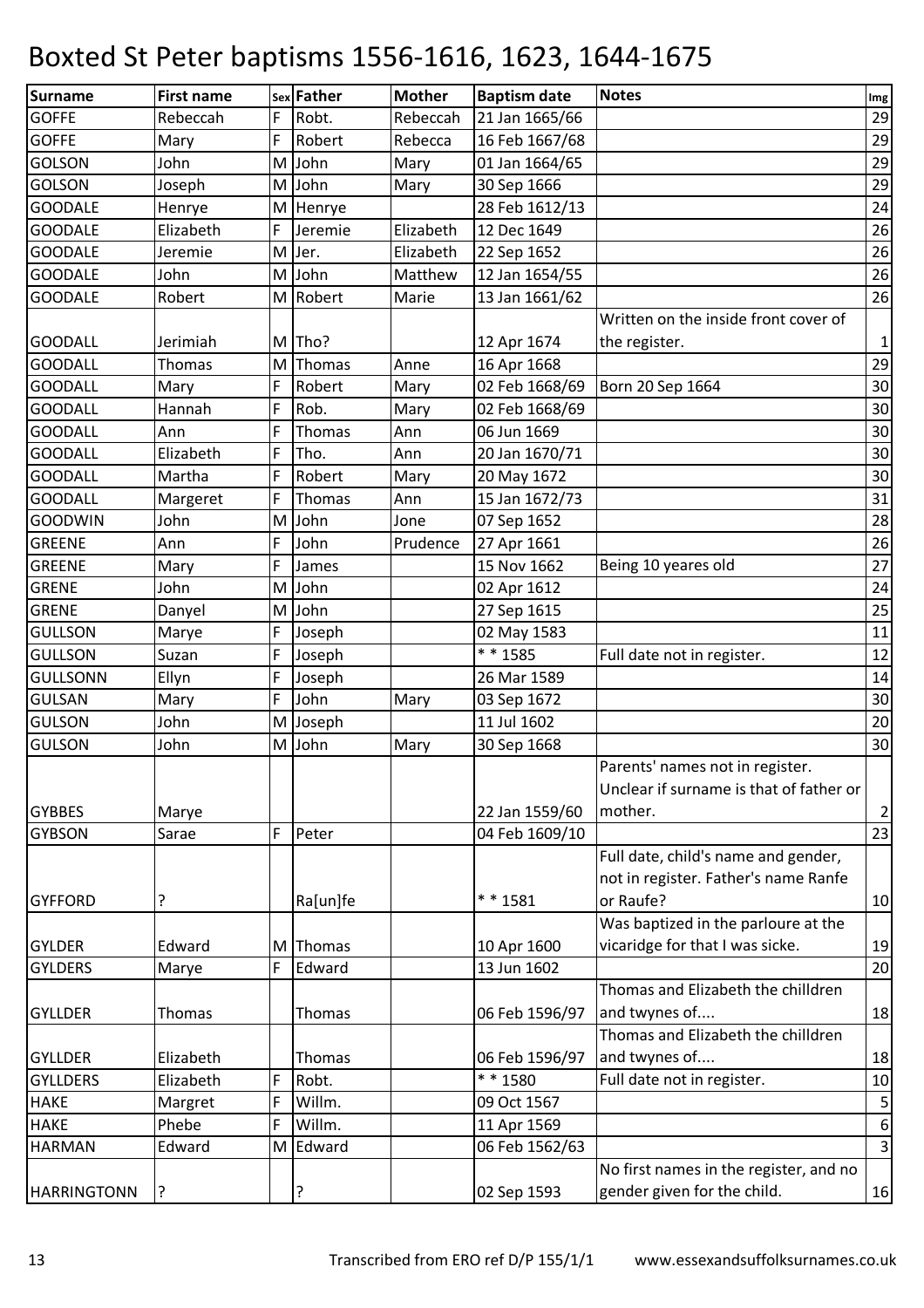# Boxted St Peter baptisms 1556-1616, 1623, 1644-1675

| Surname | First name | Sex | Father | Mother | Baptism date | Notes | Img |
|---|---|---|---|---|---|---|---|
| GOFFE | Rebeccah | F | Robt. | Rebeccah | 21 Jan 1665/66 | | 29 |
| GOFFE | Mary | F | Robert | Rebecca | 16 Feb 1667/68 | | 29 |
| GOLSON | John | M | John | Mary | 01 Jan 1664/65 | | 29 |
| GOLSON | Joseph | M | John | Mary | 30 Sep 1666 | | 29 |
| GOODALE | Henrye | M | Henrye | | 28 Feb 1612/13 | | 24 |
| GOODALE | Elizabeth | F | Jeremie | Elizabeth | 12 Dec 1649 | | 26 |
| GOODALE | Jeremie | M | Jer. | Elizabeth | 22 Sep 1652 | | 26 |
| GOODALE | John | M | John | Matthew | 12 Jan 1654/55 | | 26 |
| GOODALE | Robert | M | Robert | Marie | 13 Jan 1661/62 | | 26 |
| GOODALL | Jerimiah | M | Tho? | | 12 Apr 1674 | Written on the inside front cover of the register. | 1 |
| GOODALL | Thomas | M | Thomas | Anne | 16 Apr 1668 | | 29 |
| GOODALL | Mary | F | Robert | Mary | 02 Feb 1668/69 | Born 20 Sep 1664 | 30 |
| GOODALL | Hannah | F | Rob. | Mary | 02 Feb 1668/69 | | 30 |
| GOODALL | Ann | F | Thomas | Ann | 06 Jun 1669 | | 30 |
| GOODALL | Elizabeth | F | Tho. | Ann | 20 Jan 1670/71 | | 30 |
| GOODALL | Martha | F | Robert | Mary | 20 May 1672 | | 30 |
| GOODALL | Margeret | F | Thomas | Ann | 15 Jan 1672/73 | | 31 |
| GOODWIN | John | M | John | Jone | 07 Sep 1652 | | 28 |
| GREENE | Ann | F | John | Prudence | 27 Apr 1661 | | 26 |
| GREENE | Mary | F | James | | 15 Nov 1662 | Being 10 yeares old | 27 |
| GRENE | John | M | John | | 02 Apr 1612 | | 24 |
| GRENE | Danyel | M | John | | 27 Sep 1615 | | 25 |
| GULLSON | Marye | F | Joseph | | 02 May 1583 | | 11 |
| GULLSON | Suzan | F | Joseph | | * * 1585 | Full date not in register. | 12 |
| GULLSONN | Ellyn | F | Joseph | | 26 Mar 1589 | | 14 |
| GULSAN | Mary | F | John | Mary | 03 Sep 1672 | | 30 |
| GULSON | John | M | Joseph | | 11 Jul 1602 | | 20 |
| GULSON | John | M | John | Mary | 30 Sep 1668 | | 30 |
| GYBBES | Marye | | | | 22 Jan 1559/60 | Parents' names not in register. Unclear if surname is that of father or mother. | 2 |
| GYBSON | Sarae | F | Peter | | 04 Feb 1609/10 | | 23 |
| GYFFORD | ? | | Ra[un]fe | | * * 1581 | Full date, child's name and gender, not in register. Father's name Ranfe or Raufe? | 10 |
| GYLDER | Edward | M | Thomas | | 10 Apr 1600 | Was baptized in the parloure at the vicaridge for that I was sicke. | 19 |
| GYLDERS | Marye | F | Edward | | 13 Jun 1602 | | 20 |
| GYLLDER | Thomas | | Thomas | | 06 Feb 1596/97 | Thomas and Elizabeth the chilldren and twynes of.... | 18 |
| GYLLDER | Elizabeth | | Thomas | | 06 Feb 1596/97 | Thomas and Elizabeth the chilldren and twynes of.... | 18 |
| GYLLDERS | Elizabeth | F | Robt. | | * * 1580 | Full date not in register. | 10 |
| HAKE | Margret | F | Willm. | | 09 Oct 1567 | | 5 |
| HAKE | Phebe | F | Willm. | | 11 Apr 1569 | | 6 |
| HARMAN | Edward | M | Edward | | 06 Feb 1562/63 | | 3 |
| HARRINGTONN | ? | | ? | | 02 Sep 1593 | No first names in the register, and no gender given for the child. | 16 |

Transcribed from ERO ref D/P 155/1/1 www.essexandsuffolksurnames.co.uk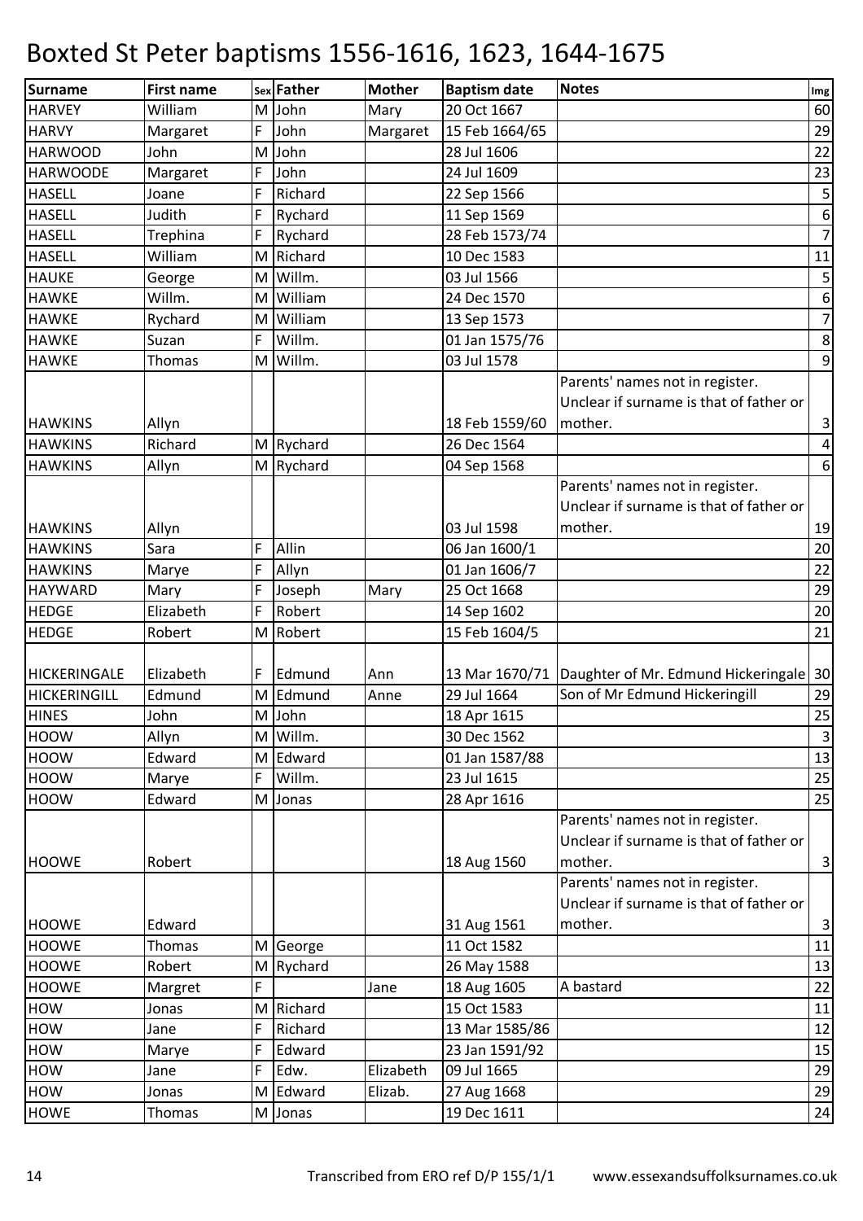# Boxted St Peter baptisms 1556-1616, 1623, 1644-1675

| Surname | First name | Sex | Father | Mother | Baptism date | Notes | Img |
|---|---|---|---|---|---|---|---|
| HARVEY | William | M | John | Mary | 20 Oct 1667 | | 60 |
| HARVY | Margaret | F | John | Margaret | 15 Feb 1664/65 | | 29 |
| HARWOOD | John | M | John | | 28 Jul 1606 | | 22 |
| HARWOODE | Margaret | F | John | | 24 Jul 1609 | | 23 |
| HASELL | Joane | F | Richard | | 22 Sep 1566 | | 5 |
| HASELL | Judith | F | Rychard | | 11 Sep 1569 | | 6 |
| HASELL | Trephina | F | Rychard | | 28 Feb 1573/74 | | 7 |
| HASELL | William | M | Richard | | 10 Dec 1583 | | 11 |
| HAUKE | George | M | Willm. | | 03 Jul 1566 | | 5 |
| HAWKE | Willm. | M | William | | 24 Dec 1570 | | 6 |
| HAWKE | Rychard | M | William | | 13 Sep 1573 | | 7 |
| HAWKE | Suzan | F | Willm. | | 01 Jan 1575/76 | | 8 |
| HAWKE | Thomas | M | Willm. | | 03 Jul 1578 | | 9 |
| HAWKINS | Allyn | | | | 18 Feb 1559/60 | Parents' names not in register. Unclear if surname is that of father or mother. | 3 |
| HAWKINS | Richard | M | Rychard | | 26 Dec 1564 | | 4 |
| HAWKINS | Allyn | M | Rychard | | 04 Sep 1568 | | 6 |
| HAWKINS | Allyn | | | | 03 Jul 1598 | Parents' names not in register. Unclear if surname is that of father or mother. | 19 |
| HAWKINS | Sara | F | Allin | | 06 Jan 1600/1 | | 20 |
| HAWKINS | Marye | F | Allyn | | 01 Jan 1606/7 | | 22 |
| HAYWARD | Mary | F | Joseph | Mary | 25 Oct 1668 | | 29 |
| HEDGE | Elizabeth | F | Robert | | 14 Sep 1602 | | 20 |
| HEDGE | Robert | M | Robert | | 15 Feb 1604/5 | | 21 |
| HICKERINGALE | Elizabeth | F | Edmund | Ann | 13 Mar 1670/71 | Daughter of Mr. Edmund Hickeringale | 30 |
| HICKERINGILL | Edmund | M | Edmund | Anne | 29 Jul 1664 | Son of Mr Edmund Hickeringill | 29 |
| HINES | John | M | John | | 18 Apr 1615 | | 25 |
| HOOW | Allyn | M | Willm. | | 30 Dec 1562 | | 3 |
| HOOW | Edward | M | Edward | | 01 Jan 1587/88 | | 13 |
| HOOW | Marye | F | Willm. | | 23 Jul 1615 | | 25 |
| HOOW | Edward | M | Jonas | | 28 Apr 1616 | | 25 |
| HOOWE | Robert | | | | 18 Aug 1560 | Parents' names not in register. Unclear if surname is that of father or mother. | 3 |
| HOOWE | Edward | | | | 31 Aug 1561 | Parents' names not in register. Unclear if surname is that of father or mother. | 3 |
| HOOWE | Thomas | M | George | | 11 Oct 1582 | | 11 |
| HOOWE | Robert | M | Rychard | | 26 May 1588 | | 13 |
| HOOWE | Margret | F | | Jane | 18 Aug 1605 | A bastard | 22 |
| HOW | Jonas | M | Richard | | 15 Oct 1583 | | 11 |
| HOW | Jane | F | Richard | | 13 Mar 1585/86 | | 12 |
| HOW | Marye | F | Edward | | 23 Jan 1591/92 | | 15 |
| HOW | Jane | F | Edw. | Elizabeth | 09 Jul 1665 | | 29 |
| HOW | Jonas | M | Edward | Elizab. | 27 Aug 1668 | | 29 |
| HOWE | Thomas | M | Jonas | | 19 Dec 1611 | | 24 |

Transcribed from ERO ref D/P 155/1/1 www.essexandsuffolksurnames.co.uk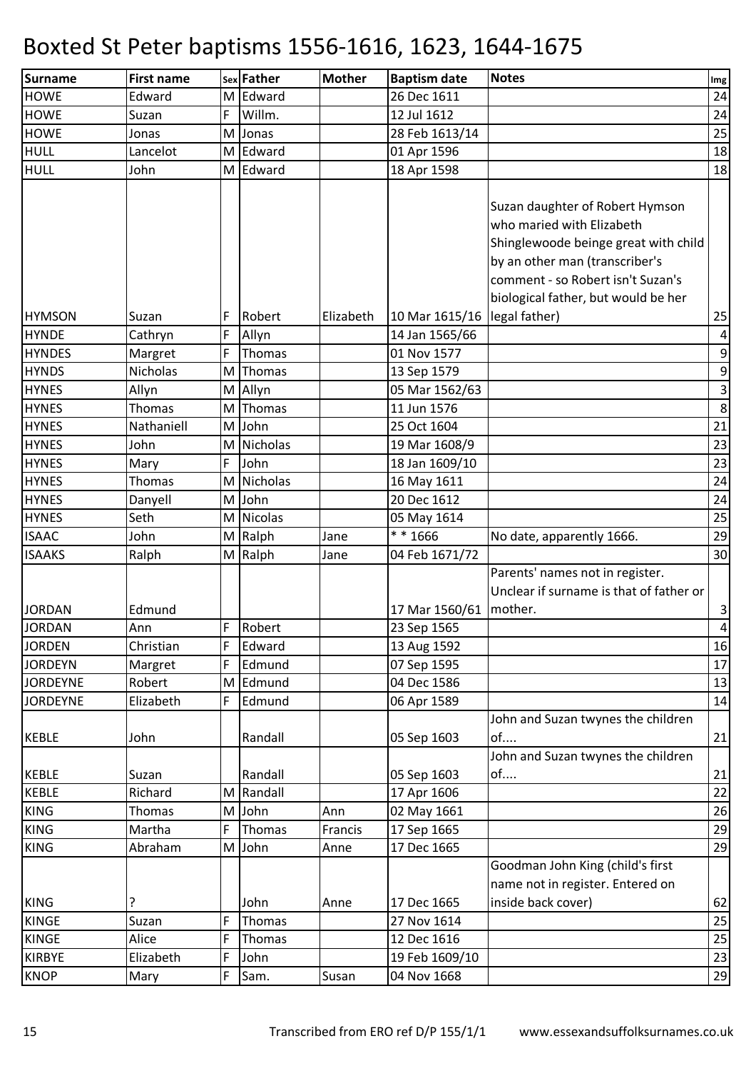# Boxted St Peter baptisms 1556-1616, 1623, 1644-1675

| Surname | First name | Sex | Father | Mother | Baptism date | Notes | Img |
|---|---|---|---|---|---|---|---|
| HOWE | Edward | M | Edward | | 26 Dec 1611 | | 24 |
| HOWE | Suzan | F | Willm. | | 12 Jul 1612 | | 24 |
| HOWE | Jonas | M | Jonas | | 28 Feb 1613/14 | | 25 |
| HULL | Lancelot | M | Edward | | 01 Apr 1596 | | 18 |
| HULL | John | M | Edward | | 18 Apr 1598 | | 18 |
| HYMSON | Suzan | F | Robert | Elizabeth | 10 Mar 1615/16 | Suzan daughter of Robert Hymson who maried with Elizabeth Shinglewoode beinge great with child by an other man (transcriber's comment - so Robert isn't Suzan's biological father, but would be her legal father) | 25 |
| HYNDE | Cathryn | F | Allyn | | 14 Jan 1565/66 | | 4 |
| HYNDES | Margret | F | Thomas | | 01 Nov 1577 | | 9 |
| HYNDS | Nicholas | M | Thomas | | 13 Sep 1579 | | 9 |
| HYNES | Allyn | M | Allyn | | 05 Mar 1562/63 | | 3 |
| HYNES | Thomas | M | Thomas | | 11 Jun 1576 | | 8 |
| HYNES | Nathaniell | M | John | | 25 Oct 1604 | | 21 |
| HYNES | John | M | Nicholas | | 19 Mar 1608/9 | | 23 |
| HYNES | Mary | F | John | | 18 Jan 1609/10 | | 23 |
| HYNES | Thomas | M | Nicholas | | 16 May 1611 | | 24 |
| HYNES | Danyell | M | John | | 20 Dec 1612 | | 24 |
| HYNES | Seth | M | Nicolas | | 05 May 1614 | | 25 |
| ISAAC | John | M | Ralph | Jane | * * 1666 | No date, apparently 1666. | 29 |
| ISAAKS | Ralph | M | Ralph | Jane | 04 Feb 1671/72 | | 30 |
| JORDAN | Edmund | | | | 17 Mar 1560/61 | Parents' names not in register. Unclear if surname is that of father or mother. | 3 |
| JORDAN | Ann | F | Robert | | 23 Sep 1565 | | 4 |
| JORDEN | Christian | F | Edward | | 13 Aug 1592 | | 16 |
| JORDEYN | Margret | F | Edmund | | 07 Sep 1595 | | 17 |
| JORDEYNE | Robert | M | Edmund | | 04 Dec 1586 | | 13 |
| JORDEYNE | Elizabeth | F | Edmund | | 06 Apr 1589 | | 14 |
| KEBLE | John | | Randall | | 05 Sep 1603 | John and Suzan twynes the children of.... | 21 |
| KEBLE | Suzan | | Randall | | 05 Sep 1603 | John and Suzan twynes the children of.... | 21 |
| KEBLE | Richard | M | Randall | | 17 Apr 1606 | | 22 |
| KING | Thomas | M | John | Ann | 02 May 1661 | | 26 |
| KING | Martha | F | Thomas | Francis | 17 Sep 1665 | | 29 |
| KING | Abraham | M | John | Anne | 17 Dec 1665 | | 29 |
| KING | ? | | John | Anne | 17 Dec 1665 | Goodman John King (child's first name not in register. Entered on inside back cover) | 62 |
| KINGE | Suzan | F | Thomas | | 27 Nov 1614 | | 25 |
| KINGE | Alice | F | Thomas | | 12 Dec 1616 | | 25 |
| KIRBYE | Elizabeth | F | John | | 19 Feb 1609/10 | | 23 |
| KNOP | Mary | F | Sam. | Susan | 04 Nov 1668 | | 29 |

Transcribed from ERO ref D/P 155/1/1 www.essexandsuffolksurnames.co.uk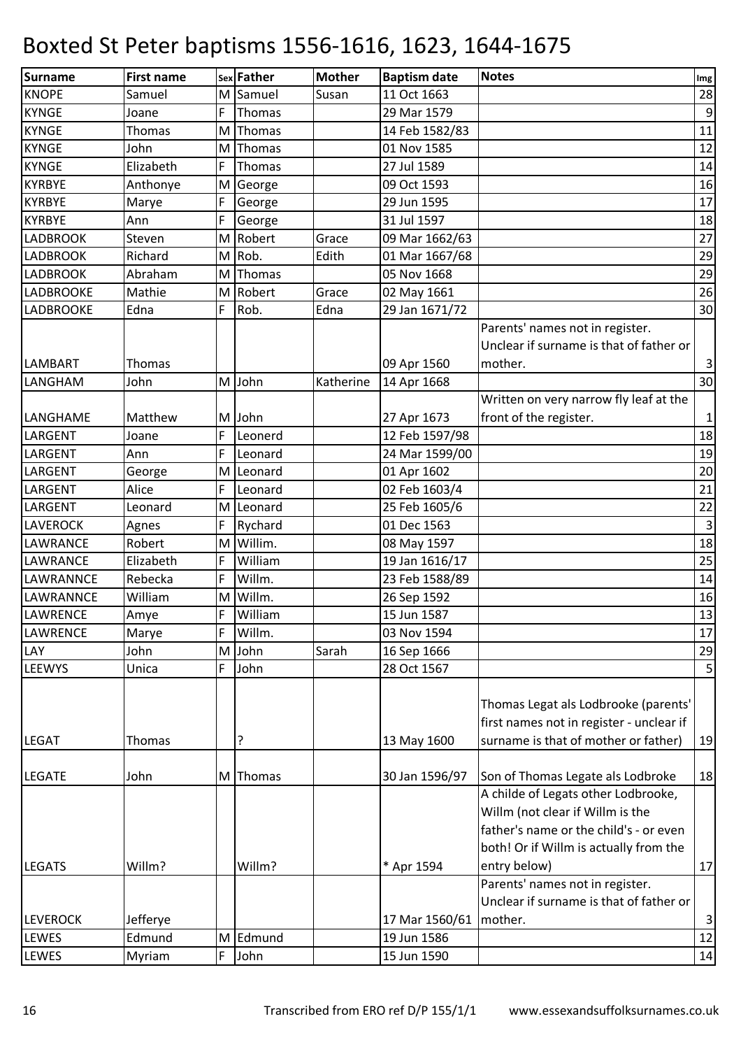# Boxted St Peter baptisms 1556-1616, 1623, 1644-1675

| Surname | First name | Sex | Father | Mother | Baptism date | Notes | Img |
|---|---|---|---|---|---|---|---|
| KNOPE | Samuel | M | Samuel | Susan | 11 Oct 1663 | | 28 |
| KYNGE | Joane | F | Thomas | | 29 Mar 1579 | | 9 |
| KYNGE | Thomas | M | Thomas | | 14 Feb 1582/83 | | 11 |
| KYNGE | John | M | Thomas | | 01 Nov 1585 | | 12 |
| KYNGE | Elizabeth | F | Thomas | | 27 Jul 1589 | | 14 |
| KYRBYE | Anthonye | M | George | | 09 Oct 1593 | | 16 |
| KYRBYE | Marye | F | George | | 29 Jun 1595 | | 17 |
| KYRBYE | Ann | F | George | | 31 Jul 1597 | | 18 |
| LADBROOK | Steven | M | Robert | Grace | 09 Mar 1662/63 | | 27 |
| LADBROOK | Richard | M | Rob. | Edith | 01 Mar 1667/68 | | 29 |
| LADBROOK | Abraham | M | Thomas | | 05 Nov 1668 | | 29 |
| LADBROOKE | Mathie | M | Robert | Grace | 02 May 1661 | | 26 |
| LADBROOKE | Edna | F | Rob. | Edna | 29 Jan 1671/72 | | 30 |
| LAMBART | Thomas | | | | 09 Apr 1560 | Parents' names not in register. Unclear if surname is that of father or mother. | 3 |
| LANGHAM | John | M | John | Katherine | 14 Apr 1668 | | 30 |
| LANGHAME | Matthew | M | John | | 27 Apr 1673 | Written on very narrow fly leaf at the front of the register. | 1 |
| LARGENT | Joane | F | Leonerd | | 12 Feb 1597/98 | | 18 |
| LARGENT | Ann | F | Leonard | | 24 Mar 1599/00 | | 19 |
| LARGENT | George | M | Leonard | | 01 Apr 1602 | | 20 |
| LARGENT | Alice | F | Leonard | | 02 Feb 1603/4 | | 21 |
| LARGENT | Leonard | M | Leonard | | 25 Feb 1605/6 | | 22 |
| LAVEROCK | Agnes | F | Rychard | | 01 Dec 1563 | | 3 |
| LAWRANCE | Robert | M | Willim. | | 08 May 1597 | | 18 |
| LAWRANCE | Elizabeth | F | William | | 19 Jan 1616/17 | | 25 |
| LAWRANNCE | Rebecka | F | Willm. | | 23 Feb 1588/89 | | 14 |
| LAWRANNCE | William | M | Willm. | | 26 Sep 1592 | | 16 |
| LAWRENCE | Amye | F | William | | 15 Jun 1587 | | 13 |
| LAWRENCE | Marye | F | Willm. | | 03 Nov 1594 | | 17 |
| LAY | John | M | John | Sarah | 16 Sep 1666 | | 29 |
| LEEWYS | Unica | F | John | | 28 Oct 1567 | | 5 |
| LEGAT | Thomas | | ? | | 13 May 1600 | Thomas Legat als Lodbrooke (parents' first names not in register - unclear if surname is that of mother or father) | 19 |
| LEGATE | John | M | Thomas | | 30 Jan 1596/97 | Son of Thomas Legate als Lodbroke | 18 |
| LEGATS | Willm? | | Willm? | | * Apr 1594 | A childe of Legats other Lodbrooke, Willm (not clear if Willm is the father's name or the child's - or even both! Or if Willm is actually from the entry below) | 17 |
| LEVEROCK | Jefferye | | | | 17 Mar 1560/61 | Parents' names not in register. Unclear if surname is that of father or mother. | 3 |
| LEWES | Edmund | M | Edmund | | 19 Jun 1586 | | 12 |
| LEWES | Myriam | F | John | | 15 Jun 1590 | | 14 |

Transcribed from ERO ref D/P 155/1/1 www.essexandsuffolksurnames.co.uk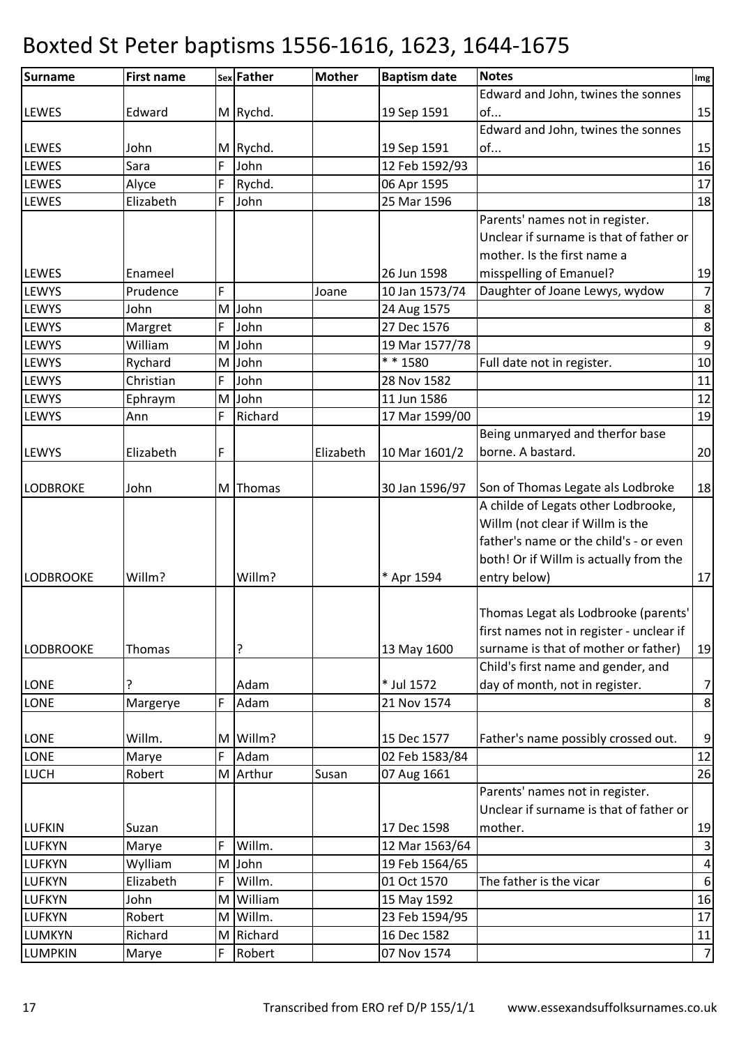# Boxted St Peter baptisms 1556-1616, 1623, 1644-1675

| Surname | First name | Sex | Father | Mother | Baptism date | Notes | Img |
|---|---|---|---|---|---|---|---|
| LEWES | Edward | M | Rychd. | | 19 Sep 1591 | Edward and John, twines the sonnes of... | 15 |
| LEWES | John | M | Rychd. | | 19 Sep 1591 | Edward and John, twines the sonnes of... | 15 |
| LEWES | Sara | F | John | | 12 Feb 1592/93 | | 16 |
| LEWES | Alyce | F | Rychd. | | 06 Apr 1595 | | 17 |
| LEWES | Elizabeth | F | John | | 25 Mar 1596 | | 18 |
| LEWES | Enameel | | | | 26 Jun 1598 | Parents' names not in register. Unclear if surname is that of father or mother. Is the first name a misspelling of Emanuel? | 19 |
| LEWYS | Prudence | F | | Joane | 10 Jan 1573/74 | Daughter of Joane Lewys, wydow | 7 |
| LEWYS | John | M | John | | 24 Aug 1575 | | 8 |
| LEWYS | Margret | F | John | | 27 Dec 1576 | | 8 |
| LEWYS | William | M | John | | 19 Mar 1577/78 | | 9 |
| LEWYS | Rychard | M | John | | * * 1580 | Full date not in register. | 10 |
| LEWYS | Christian | F | John | | 28 Nov 1582 | | 11 |
| LEWYS | Ephraym | M | John | | 11 Jun 1586 | | 12 |
| LEWYS | Ann | F | Richard | | 17 Mar 1599/00 | | 19 |
| LEWYS | Elizabeth | F | | Elizabeth | 10 Mar 1601/2 | Being unmaryed and therfor base borne. A bastard. | 20 |
| LODBROKE | John | M | Thomas | | 30 Jan 1596/97 | Son of Thomas Legate als Lodbroke | 18 |
| LODBROOKE | Willm? | | Willm? | | * Apr 1594 | A childe of Legats other Lodbrooke, Willm (not clear if Willm is the father's name or the child's - or even both! Or if Willm is actually from the entry below) | 17 |
| LODBROOKE | Thomas | | ? | | 13 May 1600 | Thomas Legat als Lodbrooke (parents' first names not in register - unclear if surname is that of mother or father) | 19 |
| LONE | ? | | Adam | | * Jul 1572 | Child's first name and gender, and day of month, not in register. | 7 |
| LONE | Margerye | F | Adam | | 21 Nov 1574 | | 8 |
| LONE | Willm. | M | Willm? | | 15 Dec 1577 | Father's name possibly crossed out. | 9 |
| LONE | Marye | F | Adam | | 02 Feb 1583/84 | | 12 |
| LUCH | Robert | M | Arthur | Susan | 07 Aug 1661 | | 26 |
| LUFKIN | Suzan | | | | 17 Dec 1598 | Parents' names not in register. Unclear if surname is that of father or mother. | 19 |
| LUFKYN | Marye | F | Willm. | | 12 Mar 1563/64 | | 3 |
| LUFKYN | Wylliam | M | John | | 19 Feb 1564/65 | | 4 |
| LUFKYN | Elizabeth | F | Willm. | | 01 Oct 1570 | The father is the vicar | 6 |
| LUFKYN | John | M | William | | 15 May 1592 | | 16 |
| LUFKYN | Robert | M | Willm. | | 23 Feb 1594/95 | | 17 |
| LUMKYN | Richard | M | Richard | | 16 Dec 1582 | | 11 |
| LUMPKIN | Marye | F | Robert | | 07 Nov 1574 | | 7 |

Transcribed from ERO ref D/P 155/1/1 www.essexandsuffolksurnames.co.uk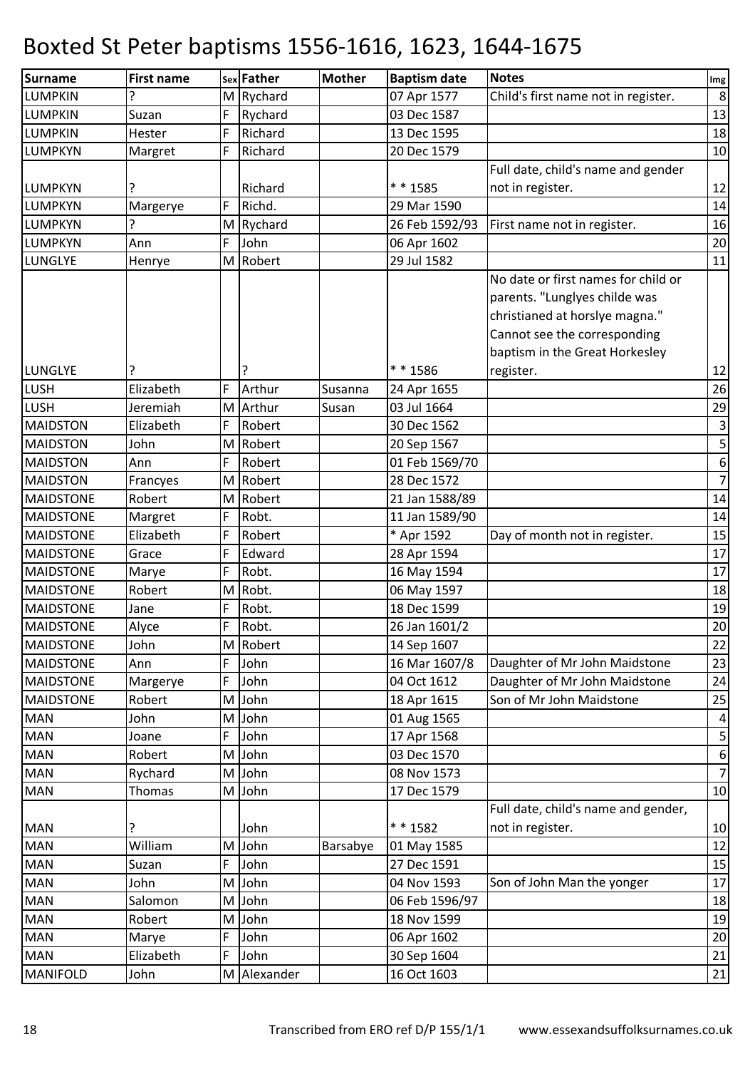# Boxted St Peter baptisms 1556-1616, 1623, 1644-1675

| Surname | First name | Sex | Father | Mother | Baptism date | Notes | Img |
|---|---|---|---|---|---|---|---|
| LUMPKIN | ? | M | Rychard | | 07 Apr 1577 | Child's first name not in register. | 8 |
| LUMPKIN | Suzan | F | Rychard | | 03 Dec 1587 | | 13 |
| LUMPKIN | Hester | F | Richard | | 13 Dec 1595 | | 18 |
| LUMPKYN | Margret | F | Richard | | 20 Dec 1579 | | 10 |
| LUMPKYN | ? | | Richard | | * * 1585 | Full date, child's name and gender not in register. | 12 |
| LUMPKYN | Margerye | F | Richd. | | 29 Mar 1590 | | 14 |
| LUMPKYN | ? | M | Rychard | | 26 Feb 1592/93 | First name not in register. | 16 |
| LUMPKYN | Ann | F | John | | 06 Apr 1602 | | 20 |
| LUNGLYE | Henrye | M | Robert | | 29 Jul 1582 | | 11 |
| LUNGLYE | ? | | ? | | * * 1586 | No date or first names for child or parents. "Lunglyes childe was christianed at horslye magna." Cannot see the corresponding baptism in the Great Horkesley register. | 12 |
| LUSH | Elizabeth | F | Arthur | Susanna | 24 Apr 1655 | | 26 |
| LUSH | Jeremiah | M | Arthur | Susan | 03 Jul 1664 | | 29 |
| MAIDSTON | Elizabeth | F | Robert | | 30 Dec 1562 | | 3 |
| MAIDSTON | John | M | Robert | | 20 Sep 1567 | | 5 |
| MAIDSTON | Ann | F | Robert | | 01 Feb 1569/70 | | 6 |
| MAIDSTON | Francyes | M | Robert | | 28 Dec 1572 | | 7 |
| MAIDSTONE | Robert | M | Robert | | 21 Jan 1588/89 | | 14 |
| MAIDSTONE | Margret | F | Robt. | | 11 Jan 1589/90 | | 14 |
| MAIDSTONE | Elizabeth | F | Robert | | * Apr 1592 | Day of month not in register. | 15 |
| MAIDSTONE | Grace | F | Edward | | 28 Apr 1594 | | 17 |
| MAIDSTONE | Marye | F | Robt. | | 16 May 1594 | | 17 |
| MAIDSTONE | Robert | M | Robt. | | 06 May 1597 | | 18 |
| MAIDSTONE | Jane | F | Robt. | | 18 Dec 1599 | | 19 |
| MAIDSTONE | Alyce | F | Robt. | | 26 Jan 1601/2 | | 20 |
| MAIDSTONE | John | M | Robert | | 14 Sep 1607 | | 22 |
| MAIDSTONE | Ann | F | John | | 16 Mar 1607/8 | Daughter of Mr John Maidstone | 23 |
| MAIDSTONE | Margerye | F | John | | 04 Oct 1612 | Daughter of Mr John Maidstone | 24 |
| MAIDSTONE | Robert | M | John | | 18 Apr 1615 | Son of Mr John Maidstone | 25 |
| MAN | John | M | John | | 01 Aug 1565 | | 4 |
| MAN | Joane | F | John | | 17 Apr 1568 | | 5 |
| MAN | Robert | M | John | | 03 Dec 1570 | | 6 |
| MAN | Rychard | M | John | | 08 Nov 1573 | | 7 |
| MAN | Thomas | M | John | | 17 Dec 1579 | | 10 |
| MAN | ? | | John | | * * 1582 | Full date, child's name and gender, not in register. | 10 |
| MAN | William | M | John | Barsabye | 01 May 1585 | | 12 |
| MAN | Suzan | F | John | | 27 Dec 1591 | | 15 |
| MAN | John | M | John | | 04 Nov 1593 | Son of John Man the yonger | 17 |
| MAN | Salomon | M | John | | 06 Feb 1596/97 | | 18 |
| MAN | Robert | M | John | | 18 Nov 1599 | | 19 |
| MAN | Marye | F | John | | 06 Apr 1602 | | 20 |
| MAN | Elizabeth | F | John | | 30 Sep 1604 | | 21 |
| MANIFOLD | John | M | Alexander | | 16 Oct 1603 | | 21 |

Transcribed from ERO ref D/P 155/1/1 www.essexandsuffolksurnames.co.uk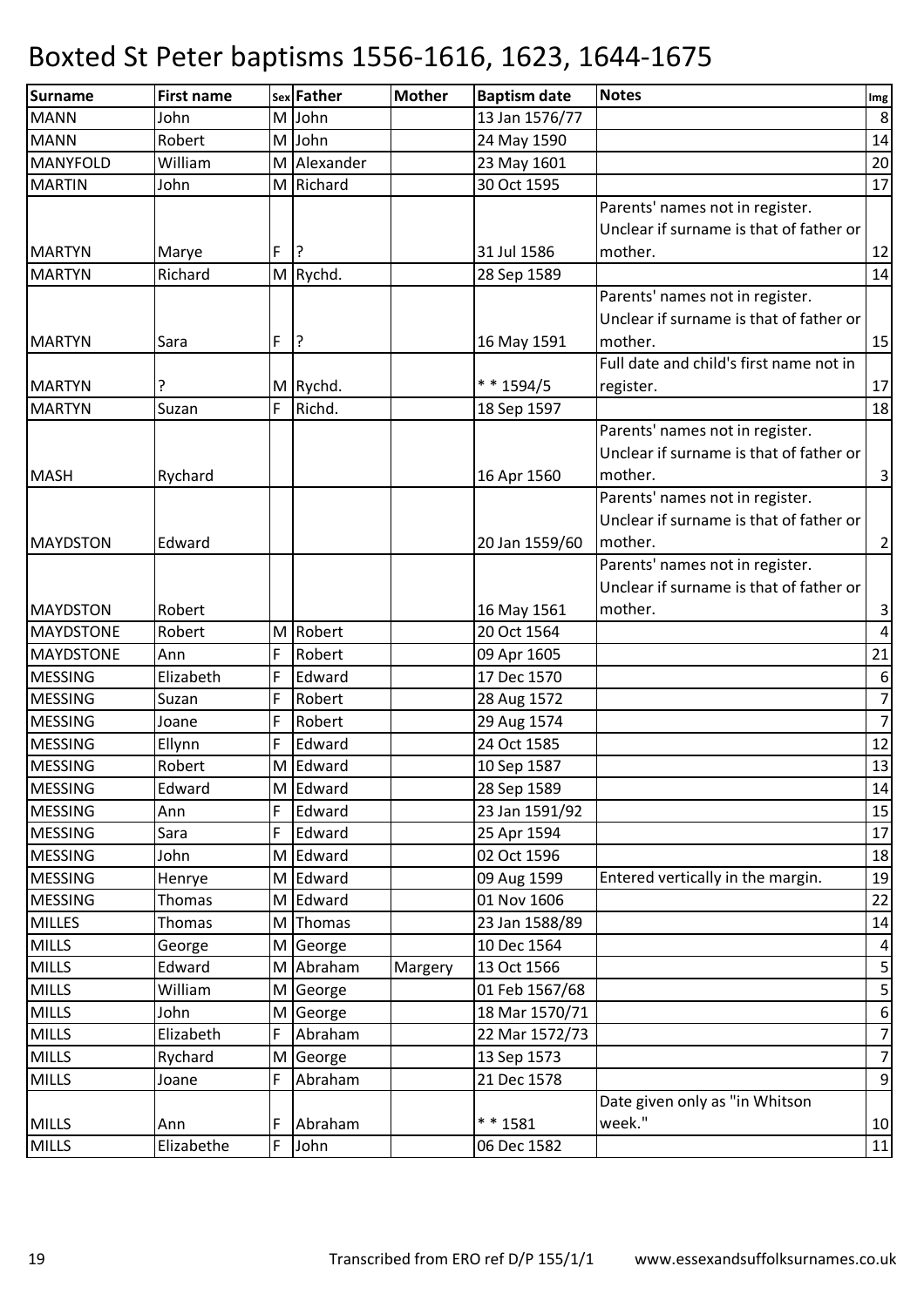# Boxted St Peter baptisms 1556-1616, 1623, 1644-1675

| Surname | First name | Sex | Father | Mother | Baptism date | Notes | Img |
|---|---|---|---|---|---|---|---|
| MANN | John | M | John | | 13 Jan 1576/77 | | 8 |
| MANN | Robert | M | John | | 24 May 1590 | | 14 |
| MANYFOLD | William | M | Alexander | | 23 May 1601 | | 20 |
| MARTIN | John | M | Richard | | 30 Oct 1595 | | 17 |
| MARTYN | Marye | F | ? | | 31 Jul 1586 | Parents' names not in register. Unclear if surname is that of father or mother. | 12 |
| MARTYN | Richard | M | Rychd. | | 28 Sep 1589 | | 14 |
| MARTYN | Sara | F | ? | | 16 May 1591 | Parents' names not in register. Unclear if surname is that of father or mother. | 15 |
| MARTYN | ? | M | Rychd. | | * * 1594/5 | Full date and child's first name not in register. | 17 |
| MARTYN | Suzan | F | Richd. | | 18 Sep 1597 | | 18 |
| MASH | Rychard | | | | 16 Apr 1560 | Parents' names not in register. Unclear if surname is that of father or mother. | 3 |
| MAYDSTON | Edward | | | | 20 Jan 1559/60 | Parents' names not in register. Unclear if surname is that of father or mother. | 2 |
| MAYDSTON | Robert | | | | 16 May 1561 | Parents' names not in register. Unclear if surname is that of father or mother. | 3 |
| MAYDSTONE | Robert | M | Robert | | 20 Oct 1564 | | 4 |
| MAYDSTONE | Ann | F | Robert | | 09 Apr 1605 | | 21 |
| MESSING | Elizabeth | F | Edward | | 17 Dec 1570 | | 6 |
| MESSING | Suzan | F | Robert | | 28 Aug 1572 | | 7 |
| MESSING | Joane | F | Robert | | 29 Aug 1574 | | 7 |
| MESSING | Ellynn | F | Edward | | 24 Oct 1585 | | 12 |
| MESSING | Robert | M | Edward | | 10 Sep 1587 | | 13 |
| MESSING | Edward | M | Edward | | 28 Sep 1589 | | 14 |
| MESSING | Ann | F | Edward | | 23 Jan 1591/92 | | 15 |
| MESSING | Sara | F | Edward | | 25 Apr 1594 | | 17 |
| MESSING | John | M | Edward | | 02 Oct 1596 | | 18 |
| MESSING | Henrye | M | Edward | | 09 Aug 1599 | Entered vertically in the margin. | 19 |
| MESSING | Thomas | M | Edward | | 01 Nov 1606 | | 22 |
| MILLES | Thomas | M | Thomas | | 23 Jan 1588/89 | | 14 |
| MILLS | George | M | George | | 10 Dec 1564 | | 4 |
| MILLS | Edward | M | Abraham | Margery | 13 Oct 1566 | | 5 |
| MILLS | William | M | George | | 01 Feb 1567/68 | | 5 |
| MILLS | John | M | George | | 18 Mar 1570/71 | | 6 |
| MILLS | Elizabeth | F | Abraham | | 22 Mar 1572/73 | | 7 |
| MILLS | Rychard | M | George | | 13 Sep 1573 | | 7 |
| MILLS | Joane | F | Abraham | | 21 Dec 1578 | | 9 |
| MILLS | Ann | F | Abraham | | * * 1581 | Date given only as "in Whitson week." | 10 |
| MILLS | Elizabethe | F | John | | 06 Dec 1582 | | 11 |

Transcribed from ERO ref D/P 155/1/1 www.essexandsuffolksurnames.co.uk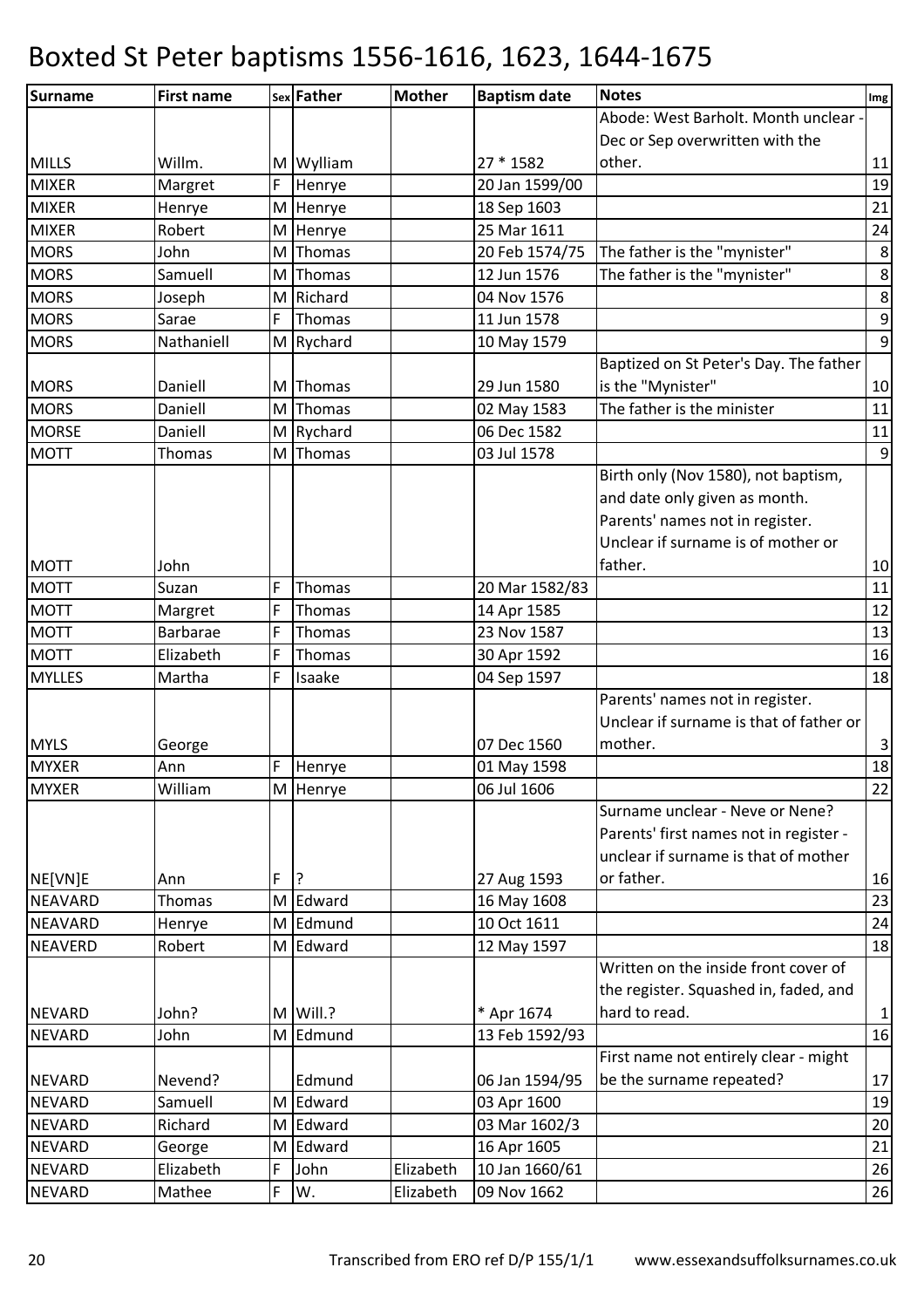# Boxted St Peter baptisms 1556-1616, 1623, 1644-1675

| Surname | First name | Sex | Father | Mother | Baptism date | Notes | Img |
|---|---|---|---|---|---|---|---|
| MILLS | Willm. | M | Wylliam | | 27 * 1582 | Abode: West Barholt. Month unclear - Dec or Sep overwritten with the other. | 11 |
| MIXER | Margret | F | Henrye | | 20 Jan 1599/00 | | 19 |
| MIXER | Henrye | M | Henrye | | 18 Sep 1603 | | 21 |
| MIXER | Robert | M | Henrye | | 25 Mar 1611 | | 24 |
| MORS | John | M | Thomas | | 20 Feb 1574/75 | The father is the "mynister" | 8 |
| MORS | Samuell | M | Thomas | | 12 Jun 1576 | The father is the "mynister" | 8 |
| MORS | Joseph | M | Richard | | 04 Nov 1576 | | 8 |
| MORS | Sarae | F | Thomas | | 11 Jun 1578 | | 9 |
| MORS | Nathaniell | M | Rychard | | 10 May 1579 | | 9 |
| MORS | Daniell | M | Thomas | | 29 Jun 1580 | Baptized on St Peter's Day. The father is the "Mynister" | 10 |
| MORS | Daniell | M | Thomas | | 02 May 1583 | The father is the minister | 11 |
| MORSE | Daniell | M | Rychard | | 06 Dec 1582 | | 11 |
| MOTT | Thomas | M | Thomas | | 03 Jul 1578 | | 9 |
| MOTT | John | | | | | Birth only (Nov 1580), not baptism, and date only given as month. Parents' names not in register. Unclear if surname is of mother or father. | 10 |
| MOTT | Suzan | F | Thomas | | 20 Mar 1582/83 | | 11 |
| MOTT | Margret | F | Thomas | | 14 Apr 1585 | | 12 |
| MOTT | Barbarae | F | Thomas | | 23 Nov 1587 | | 13 |
| MOTT | Elizabeth | F | Thomas | | 30 Apr 1592 | | 16 |
| MYLLES | Martha | F | Isaake | | 04 Sep 1597 | | 18 |
| MYLS | George | | | | 07 Dec 1560 | Parents' names not in register. Unclear if surname is that of father or mother. | 3 |
| MYXER | Ann | F | Henrye | | 01 May 1598 | | 18 |
| MYXER | William | M | Henrye | | 06 Jul 1606 | | 22 |
| NE[VN]E | Ann | F | ? | | 27 Aug 1593 | Surname unclear - Neve or Nene? Parents' first names not in register - unclear if surname is that of mother or father. | 16 |
| NEAVARD | Thomas | M | Edward | | 16 May 1608 | | 23 |
| NEAVARD | Henrye | M | Edmund | | 10 Oct 1611 | | 24 |
| NEAVERD | Robert | M | Edward | | 12 May 1597 | | 18 |
| NEVARD | John? | M | Will.? | | * Apr 1674 | Written on the inside front cover of the register. Squashed in, faded, and hard to read. | 1 |
| NEVARD | John | M | Edmund | | 13 Feb 1592/93 | | 16 |
| NEVARD | Nevend? | | Edmund | | 06 Jan 1594/95 | First name not entirely clear - might be the surname repeated? | 17 |
| NEVARD | Samuell | M | Edward | | 03 Apr 1600 | | 19 |
| NEVARD | Richard | M | Edward | | 03 Mar 1602/3 | | 20 |
| NEVARD | George | M | Edward | | 16 Apr 1605 | | 21 |
| NEVARD | Elizabeth | F | John | Elizabeth | 10 Jan 1660/61 | | 26 |
| NEVARD | Mathee | F | W. | Elizabeth | 09 Nov 1662 | | 26 |

Transcribed from ERO ref D/P 155/1/1 www.essexandsuffolksurnames.co.uk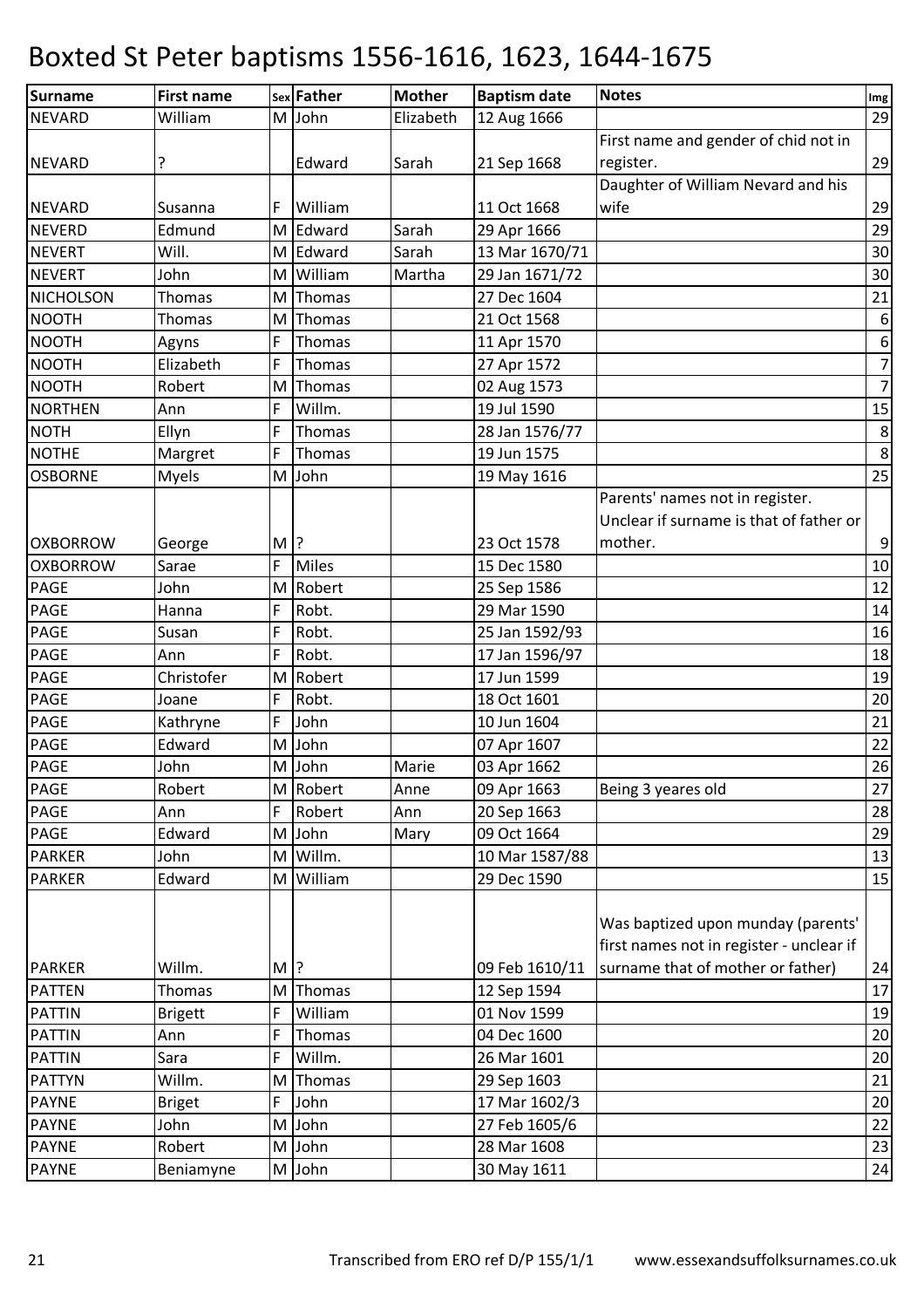# Boxted St Peter baptisms 1556-1616, 1623, 1644-1675

| Surname | First name | Sex | Father | Mother | Baptism date | Notes | Img |
|---|---|---|---|---|---|---|---|
| NEVARD | William | M | John | Elizabeth | 12 Aug 1666 | | 29 |
| NEVARD | ? | | Edward | Sarah | 21 Sep 1668 | First name and gender of chid not in register. | 29 |
| NEVARD | Susanna | F | William | | 11 Oct 1668 | Daughter of William Nevard and his wife | 29 |
| NEVERD | Edmund | M | Edward | Sarah | 29 Apr 1666 | | 29 |
| NEVERT | Will. | M | Edward | Sarah | 13 Mar 1670/71 | | 30 |
| NEVERT | John | M | William | Martha | 29 Jan 1671/72 | | 30 |
| NICHOLSON | Thomas | M | Thomas | | 27 Dec 1604 | | 21 |
| NOOTH | Thomas | M | Thomas | | 21 Oct 1568 | | 6 |
| NOOTH | Agyns | F | Thomas | | 11 Apr 1570 | | 6 |
| NOOTH | Elizabeth | F | Thomas | | 27 Apr 1572 | | 7 |
| NOOTH | Robert | M | Thomas | | 02 Aug 1573 | | 7 |
| NORTHEN | Ann | F | Willm. | | 19 Jul 1590 | | 15 |
| NOTH | Ellyn | F | Thomas | | 28 Jan 1576/77 | | 8 |
| NOTHE | Margret | F | Thomas | | 19 Jun 1575 | | 8 |
| OSBORNE | Myels | M | John | | 19 May 1616 | | 25 |
| OXBORROW | George | M | ? | | 23 Oct 1578 | Parents' names not in register. Unclear if surname is that of father or mother. | 9 |
| OXBORROW | Sarae | F | Miles | | 15 Dec 1580 | | 10 |
| PAGE | John | M | Robert | | 25 Sep 1586 | | 12 |
| PAGE | Hanna | F | Robt. | | 29 Mar 1590 | | 14 |
| PAGE | Susan | F | Robt. | | 25 Jan 1592/93 | | 16 |
| PAGE | Ann | F | Robt. | | 17 Jan 1596/97 | | 18 |
| PAGE | Christofer | M | Robert | | 17 Jun 1599 | | 19 |
| PAGE | Joane | F | Robt. | | 18 Oct 1601 | | 20 |
| PAGE | Kathryne | F | John | | 10 Jun 1604 | | 21 |
| PAGE | Edward | M | John | | 07 Apr 1607 | | 22 |
| PAGE | John | M | John | Marie | 03 Apr 1662 | | 26 |
| PAGE | Robert | M | Robert | Anne | 09 Apr 1663 | Being 3 yeares old | 27 |
| PAGE | Ann | F | Robert | Ann | 20 Sep 1663 | | 28 |
| PAGE | Edward | M | John | Mary | 09 Oct 1664 | | 29 |
| PARKER | John | M | Willm. | | 10 Mar 1587/88 | | 13 |
| PARKER | Edward | M | William | | 29 Dec 1590 | | 15 |
| PARKER | Willm. | M | ? | | 09 Feb 1610/11 | Was baptized upon munday (parents' first names not in register - unclear if surname that of mother or father) | 24 |
| PATTEN | Thomas | M | Thomas | | 12 Sep 1594 | | 17 |
| PATTIN | Brigett | F | William | | 01 Nov 1599 | | 19 |
| PATTIN | Ann | F | Thomas | | 04 Dec 1600 | | 20 |
| PATTIN | Sara | F | Willm. | | 26 Mar 1601 | | 20 |
| PATTYN | Willm. | M | Thomas | | 29 Sep 1603 | | 21 |
| PAYNE | Briget | F | John | | 17 Mar 1602/3 | | 20 |
| PAYNE | John | M | John | | 27 Feb 1605/6 | | 22 |
| PAYNE | Robert | M | John | | 28 Mar 1608 | | 23 |
| PAYNE | Beniamyne | M | John | | 30 May 1611 | | 24 |

Transcribed from ERO ref D/P 155/1/1 www.essexandsuffolksurnames.co.uk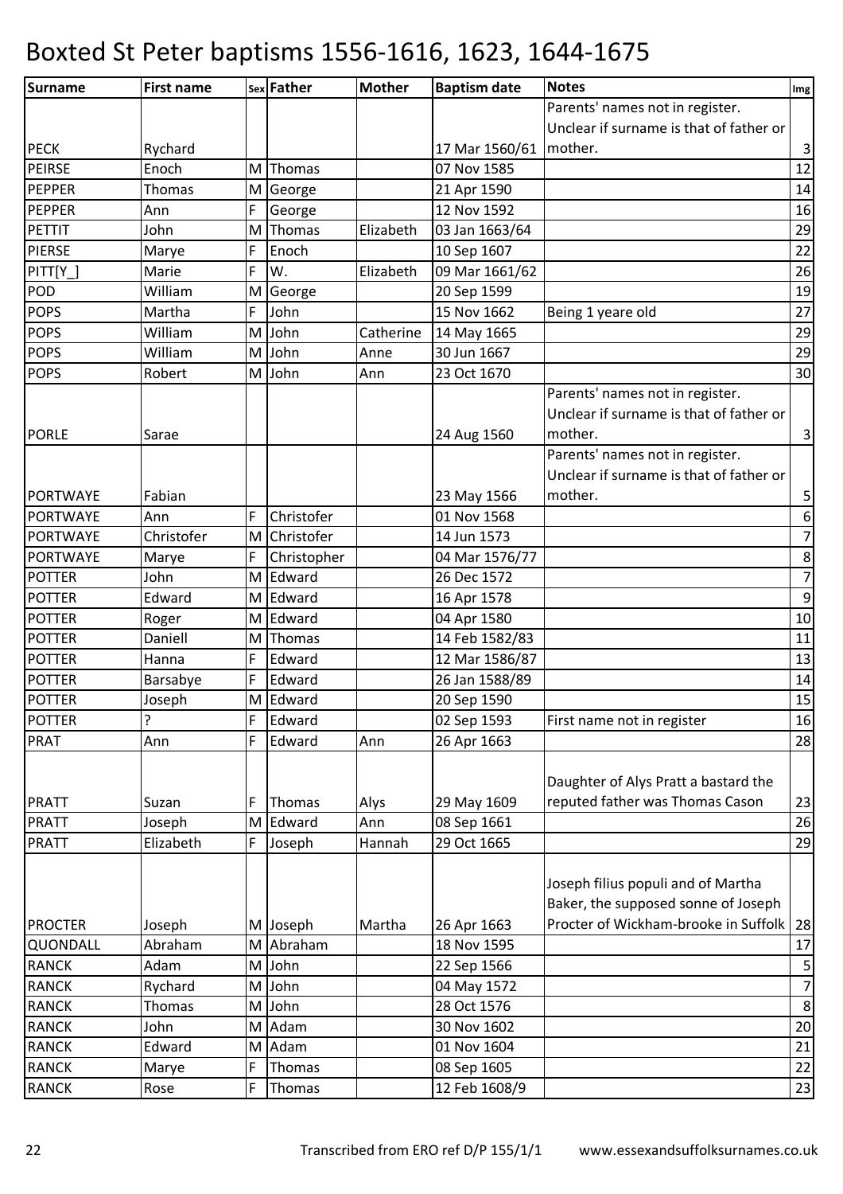# Boxted St Peter baptisms 1556-1616, 1623, 1644-1675

| Surname | First name | Sex | Father | Mother | Baptism date | Notes | Img |
|---|---|---|---|---|---|---|---|
| PECK | Rychard | | | | 17 Mar 1560/61 | Parents' names not in register. Unclear if surname is that of father or mother. | 3 |
| PEIRSE | Enoch | M | Thomas | | 07 Nov 1585 | | 12 |
| PEPPER | Thomas | M | George | | 21 Apr 1590 | | 14 |
| PEPPER | Ann | F | George | | 12 Nov 1592 | | 16 |
| PETTIT | John | M | Thomas | Elizabeth | 03 Jan 1663/64 | | 29 |
| PIERSE | Marye | F | Enoch | | 10 Sep 1607 | | 22 |
| PITT[Y_] | Marie | F | W. | Elizabeth | 09 Mar 1661/62 | | 26 |
| POD | William | M | George | | 20 Sep 1599 | | 19 |
| POPS | Martha | F | John | | 15 Nov 1662 | Being 1 yeare old | 27 |
| POPS | William | M | John | Catherine | 14 May 1665 | | 29 |
| POPS | William | M | John | Anne | 30 Jun 1667 | | 29 |
| POPS | Robert | M | John | Ann | 23 Oct 1670 | | 30 |
| PORLE | Sarae | | | | 24 Aug 1560 | Parents' names not in register. Unclear if surname is that of father or mother. | 3 |
| PORTWAYE | Fabian | | | | 23 May 1566 | Parents' names not in register. Unclear if surname is that of father or mother. | 5 |
| PORTWAYE | Ann | F | Christofer | | 01 Nov 1568 | | 6 |
| PORTWAYE | Christofer | M | Christofer | | 14 Jun 1573 | | 7 |
| PORTWAYE | Marye | F | Christopher | | 04 Mar 1576/77 | | 8 |
| POTTER | John | M | Edward | | 26 Dec 1572 | | 7 |
| POTTER | Edward | M | Edward | | 16 Apr 1578 | | 9 |
| POTTER | Roger | M | Edward | | 04 Apr 1580 | | 10 |
| POTTER | Daniell | M | Thomas | | 14 Feb 1582/83 | | 11 |
| POTTER | Hanna | F | Edward | | 12 Mar 1586/87 | | 13 |
| POTTER | Barsabye | F | Edward | | 26 Jan 1588/89 | | 14 |
| POTTER | Joseph | M | Edward | | 20 Sep 1590 | | 15 |
| POTTER | ? | F | Edward | | 02 Sep 1593 | First name not in register | 16 |
| PRAT | Ann | F | Edward | Ann | 26 Apr 1663 | | 28 |
| PRATT | Suzan | F | Thomas | Alys | 29 May 1609 | Daughter of Alys Pratt a bastard the reputed father was Thomas Cason | 23 |
| PRATT | Joseph | M | Edward | Ann | 08 Sep 1661 | | 26 |
| PRATT | Elizabeth | F | Joseph | Hannah | 29 Oct 1665 | | 29 |
| PROCTER | Joseph | M | Joseph | Martha | 26 Apr 1663 | Joseph filius populi and of Martha Baker, the supposed sonne of Joseph Procter of Wickham-brooke in Suffolk | 28 |
| QUONDALL | Abraham | M | Abraham | | 18 Nov 1595 | | 17 |
| RANCK | Adam | M | John | | 22 Sep 1566 | | 5 |
| RANCK | Rychard | M | John | | 04 May 1572 | | 7 |
| RANCK | Thomas | M | John | | 28 Oct 1576 | | 8 |
| RANCK | John | M | Adam | | 30 Nov 1602 | | 20 |
| RANCK | Edward | M | Adam | | 01 Nov 1604 | | 21 |
| RANCK | Marye | F | Thomas | | 08 Sep 1605 | | 22 |
| RANCK | Rose | F | Thomas | | 12 Feb 1608/9 | | 23 |

Transcribed from ERO ref D/P 155/1/1 www.essexandsuffolksurnames.co.uk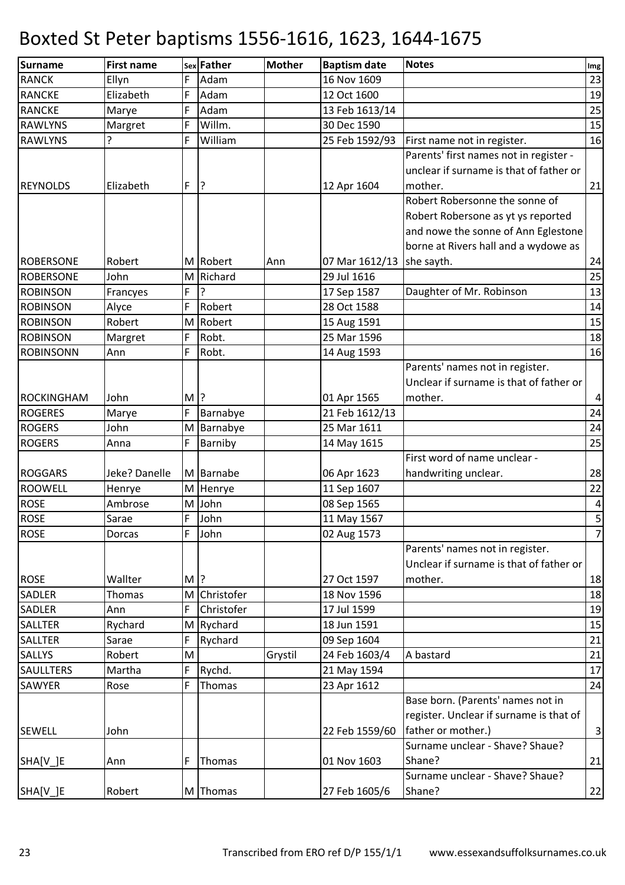# Boxted St Peter baptisms 1556-1616, 1623, 1644-1675

| Surname | First name | Sex | Father | Mother | Baptism date | Notes | Img |
|---|---|---|---|---|---|---|---|
| RANCK | Ellyn | F | Adam | | 16 Nov 1609 | | 23 |
| RANCKE | Elizabeth | F | Adam | | 12 Oct 1600 | | 19 |
| RANCKE | Marye | F | Adam | | 13 Feb 1613/14 | | 25 |
| RAWLYNS | Margret | F | Willm. | | 30 Dec 1590 | | 15 |
| RAWLYNS | ? | F | William | | 25 Feb 1592/93 | First name not in register. | 16 |
| REYNOLDS | Elizabeth | F | ? | | 12 Apr 1604 | Parents' first names not in register - unclear if surname is that of father or mother. | 21 |
| ROBERSONE | Robert | M | Robert | Ann | 07 Mar 1612/13 | Robert Robersonne the sonne of Robert Robersone as yt ys reported and nowe the sonne of Ann Eglestone borne at Rivers hall and a wydowe as she sayth. | 24 |
| ROBERSONE | John | M | Richard | | 29 Jul 1616 | | 25 |
| ROBINSON | Francyes | F | ? | | 17 Sep 1587 | Daughter of Mr. Robinson | 13 |
| ROBINSON | Alyce | F | Robert | | 28 Oct 1588 | | 14 |
| ROBINSON | Robert | M | Robert | | 15 Aug 1591 | | 15 |
| ROBINSON | Margret | F | Robt. | | 25 Mar 1596 | | 18 |
| ROBINSONN | Ann | F | Robt. | | 14 Aug 1593 | | 16 |
| ROCKINGHAM | John | M | ? | | 01 Apr 1565 | Parents' names not in register. Unclear if surname is that of father or mother. | 4 |
| ROGERES | Marye | F | Barnabye | | 21 Feb 1612/13 | | 24 |
| ROGERS | John | M | Barnabye | | 25 Mar 1611 | | 24 |
| ROGERS | Anna | F | Barniby | | 14 May 1615 | | 25 |
| ROGGARS | Jeke? Danelle | M | Barnabe | | 06 Apr 1623 | First word of name unclear - handwriting unclear. | 28 |
| ROOWELL | Henrye | M | Henrye | | 11 Sep 1607 | | 22 |
| ROSE | Ambrose | M | John | | 08 Sep 1565 | | 4 |
| ROSE | Sarae | F | John | | 11 May 1567 | | 5 |
| ROSE | Dorcas | F | John | | 02 Aug 1573 | | 7 |
| ROSE | Wallter | M | ? | | 27 Oct 1597 | Parents' names not in register. Unclear if surname is that of father or mother. | 18 |
| SADLER | Thomas | M | Christofer | | 18 Nov 1596 | | 18 |
| SADLER | Ann | F | Christofer | | 17 Jul 1599 | | 19 |
| SALLTER | Rychard | M | Rychard | | 18 Jun 1591 | | 15 |
| SALLTER | Sarae | F | Rychard | | 09 Sep 1604 | | 21 |
| SALLYS | Robert | M | | Grystil | 24 Feb 1603/4 | A bastard | 21 |
| SAULLTERS | Martha | F | Rychd. | | 21 May 1594 | | 17 |
| SAWYER | Rose | F | Thomas | | 23 Apr 1612 | | 24 |
| SEWELL | John | | | | 22 Feb 1559/60 | Base born. (Parents' names not in register. Unclear if surname is that of father or mother.) | 3 |
| SHA[V_]E | Ann | F | Thomas | | 01 Nov 1603 | Surname unclear - Shave? Shaue? Shane? | 21 |
| SHA[V_]E | Robert | M | Thomas | | 27 Feb 1605/6 | Surname unclear - Shave? Shaue? Shane? | 22 |

Transcribed from ERO ref D/P 155/1/1 www.essexandsuffolksurnames.co.uk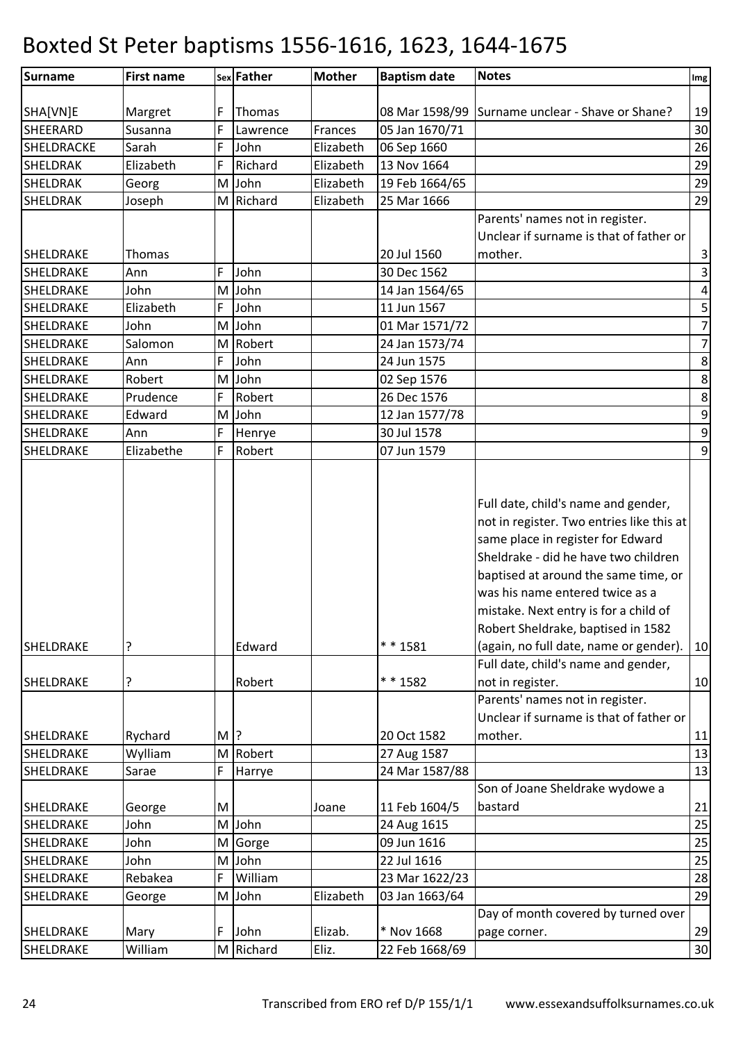# Boxted St Peter baptisms 1556-1616, 1623, 1644-1675

| Surname | First name | Sex | Father | Mother | Baptism date | Notes | Img |
|---|---|---|---|---|---|---|---|
| SHA[VN]E | Margret | F | Thomas | | 08 Mar 1598/99 | Surname unclear - Shave or Shane? | 19 |
| SHEERARD | Susanna | F | Lawrence | Frances | 05 Jan 1670/71 | | 30 |
| SHELDRACKE | Sarah | F | John | Elizabeth | 06 Sep 1660 | | 26 |
| SHELDRAK | Elizabeth | F | Richard | Elizabeth | 13 Nov 1664 | | 29 |
| SHELDRAK | Georg | M | John | Elizabeth | 19 Feb 1664/65 | | 29 |
| SHELDRAK | Joseph | M | Richard | Elizabeth | 25 Mar 1666 | | 29 |
| SHELDRAKE | Thomas | | | | 20 Jul 1560 | Parents' names not in register. Unclear if surname is that of father or mother. | 3 |
| SHELDRAKE | Ann | F | John | | 30 Dec 1562 | | 3 |
| SHELDRAKE | John | M | John | | 14 Jan 1564/65 | | 4 |
| SHELDRAKE | Elizabeth | F | John | | 11 Jun 1567 | | 5 |
| SHELDRAKE | John | M | John | | 01 Mar 1571/72 | | 7 |
| SHELDRAKE | Salomon | M | Robert | | 24 Jan 1573/74 | | 7 |
| SHELDRAKE | Ann | F | John | | 24 Jun 1575 | | 8 |
| SHELDRAKE | Robert | M | John | | 02 Sep 1576 | | 8 |
| SHELDRAKE | Prudence | F | Robert | | 26 Dec 1576 | | 8 |
| SHELDRAKE | Edward | M | John | | 12 Jan 1577/78 | | 9 |
| SHELDRAKE | Ann | F | Henrye | | 30 Jul 1578 | | 9 |
| SHELDRAKE | Elizabethe | F | Robert | | 07 Jun 1579 | | 9 |
| SHELDRAKE | ? | | Edward | | * * 1581 | Full date, child's name and gender, not in register. Two entries like this at same place in register for Edward Sheldrake - did he have two children baptised at around the same time, or was his name entered twice as a mistake. Next entry is for a child of Robert Sheldrake, baptised in 1582 (again, no full date, name or gender). | 10 |
| SHELDRAKE | ? | | Robert | | * * 1582 | Full date, child's name and gender, not in register. | 10 |
| SHELDRAKE | Rychard | M | ? | | 20 Oct 1582 | Parents' names not in register. Unclear if surname is that of father or mother. | 11 |
| SHELDRAKE | Wylliam | M | Robert | | 27 Aug 1587 | | 13 |
| SHELDRAKE | Sarae | F | Harrye | | 24 Mar 1587/88 | | 13 |
| SHELDRAKE | George | M | | Joane | 11 Feb 1604/5 | Son of Joane Sheldrake wydowe a bastard | 21 |
| SHELDRAKE | John | M | John | | 24 Aug 1615 | | 25 |
| SHELDRAKE | John | M | Gorge | | 09 Jun 1616 | | 25 |
| SHELDRAKE | John | M | John | | 22 Jul 1616 | | 25 |
| SHELDRAKE | Rebakea | F | William | | 23 Mar 1622/23 | | 28 |
| SHELDRAKE | George | M | John | Elizabeth | 03 Jan 1663/64 | | 29 |
| SHELDRAKE | Mary | F | John | Elizab. | * Nov 1668 | Day of month covered by turned over page corner. | 29 |
| SHELDRAKE | William | M | Richard | Eliz. | 22 Feb 1668/69 | | 30 |

Transcribed from ERO ref D/P 155/1/1 www.essexandsuffolksurnames.co.uk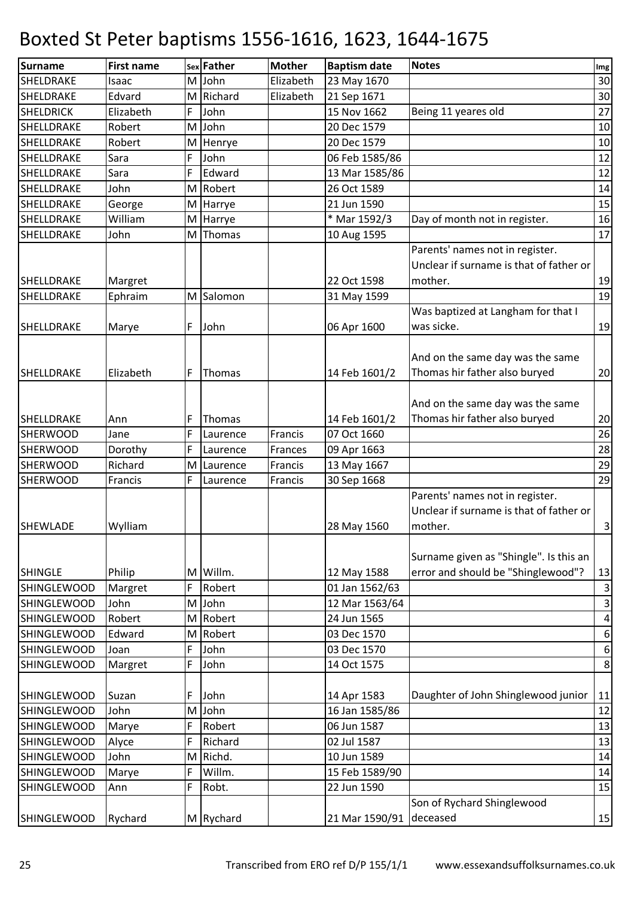# Boxted St Peter baptisms 1556-1616, 1623, 1644-1675

| Surname | First name | Sex | Father | Mother | Baptism date | Notes | Img |
|---|---|---|---|---|---|---|---|
| SHELDRAKE | Isaac | M | John | Elizabeth | 23 May 1670 | | 30 |
| SHELDRAKE | Edvard | M | Richard | Elizabeth | 21 Sep 1671 | | 30 |
| SHELDRICK | Elizabeth | F | John | | 15 Nov 1662 | Being 11 yeares old | 27 |
| SHELLDRAKE | Robert | M | John | | 20 Dec 1579 | | 10 |
| SHELLDRAKE | Robert | M | Henrye | | 20 Dec 1579 | | 10 |
| SHELLDRAKE | Sara | F | John | | 06 Feb 1585/86 | | 12 |
| SHELLDRAKE | Sara | F | Edward | | 13 Mar 1585/86 | | 12 |
| SHELLDRAKE | John | M | Robert | | 26 Oct 1589 | | 14 |
| SHELLDRAKE | George | M | Harrye | | 21 Jun 1590 | | 15 |
| SHELLDRAKE | William | M | Harrye | | * Mar 1592/3 | Day of month not in register. | 16 |
| SHELLDRAKE | John | M | Thomas | | 10 Aug 1595 | | 17 |
| SHELLDRAKE | Margret | | | | 22 Oct 1598 | Parents' names not in register. Unclear if surname is that of father or mother. | 19 |
| SHELLDRAKE | Ephraim | M | Salomon | | 31 May 1599 | | 19 |
| SHELLDRAKE | Marye | F | John | | 06 Apr 1600 | Was baptized at Langham for that I was sicke. | 19 |
| SHELLDRAKE | Elizabeth | F | Thomas | | 14 Feb 1601/2 | And on the same day was the same Thomas hir father also buryed | 20 |
| SHELLDRAKE | Ann | F | Thomas | | 14 Feb 1601/2 | And on the same day was the same Thomas hir father also buryed | 20 |
| SHERWOOD | Jane | F | Laurence | Francis | 07 Oct 1660 | | 26 |
| SHERWOOD | Dorothy | F | Laurence | Frances | 09 Apr 1663 | | 28 |
| SHERWOOD | Richard | M | Laurence | Francis | 13 May 1667 | | 29 |
| SHERWOOD | Francis | F | Laurence | Francis | 30 Sep 1668 | | 29 |
| SHEWLADE | Wylliam | | | | 28 May 1560 | Parents' names not in register. Unclear if surname is that of father or mother. | 3 |
| SHINGLE | Philip | M | Willm. | | 12 May 1588 | Surname given as "Shingle". Is this an error and should be "Shinglewood"? | 13 |
| SHINGLEWOOD | Margret | F | Robert | | 01 Jan 1562/63 | | 3 |
| SHINGLEWOOD | John | M | John | | 12 Mar 1563/64 | | 3 |
| SHINGLEWOOD | Robert | M | Robert | | 24 Jun 1565 | | 4 |
| SHINGLEWOOD | Edward | M | Robert | | 03 Dec 1570 | | 6 |
| SHINGLEWOOD | Joan | F | John | | 03 Dec 1570 | | 6 |
| SHINGLEWOOD | Margret | F | John | | 14 Oct 1575 | | 8 |
| SHINGLEWOOD | Suzan | F | John | | 14 Apr 1583 | Daughter of John Shinglewood junior | 11 |
| SHINGLEWOOD | John | M | John | | 16 Jan 1585/86 | | 12 |
| SHINGLEWOOD | Marye | F | Robert | | 06 Jun 1587 | | 13 |
| SHINGLEWOOD | Alyce | F | Richard | | 02 Jul 1587 | | 13 |
| SHINGLEWOOD | John | M | Richd. | | 10 Jun 1589 | | 14 |
| SHINGLEWOOD | Marye | F | Willm. | | 15 Feb 1589/90 | | 14 |
| SHINGLEWOOD | Ann | F | Robt. | | 22 Jun 1590 | | 15 |
| SHINGLEWOOD | Rychard | M | Rychard | | 21 Mar 1590/91 | Son of Rychard Shinglewood deceased | 15 |

Transcribed from ERO ref D/P 155/1/1 www.essexandsuffolksurnames.co.uk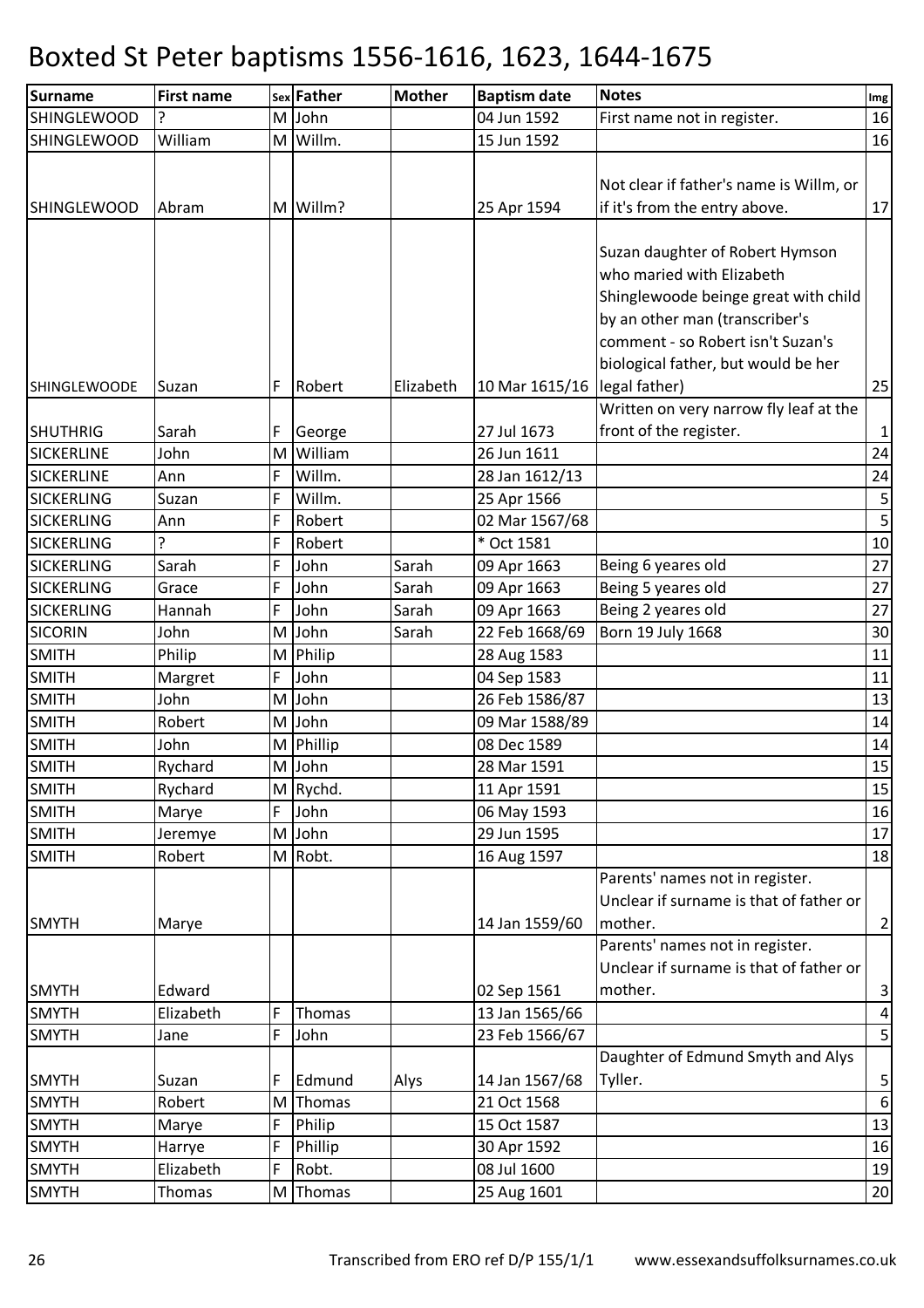# Boxted St Peter baptisms 1556-1616, 1623, 1644-1675

| Surname | First name | Sex | Father | Mother | Baptism date | Notes | Img |
|---|---|---|---|---|---|---|---|
| SHINGLEWOOD | ? | M | John | | 04 Jun 1592 | First name not in register. | 16 |
| SHINGLEWOOD | William | M | Willm. | | 15 Jun 1592 | | 16 |
| SHINGLEWOOD | Abram | M | Willm? | | 25 Apr 1594 | Not clear if father's name is Willm, or if it's from the entry above. | 17 |
| SHINGLEWOODE | Suzan | F | Robert | Elizabeth | 10 Mar 1615/16 | Suzan daughter of Robert Hymson who maried with Elizabeth Shinglewoode beinge great with child by an other man (transcriber's comment - so Robert isn't Suzan's biological father, but would be her legal father) | 25 |
| SHUTHRIG | Sarah | F | George | | 27 Jul 1673 | Written on very narrow fly leaf at the front of the register. | 1 |
| SICKERLINE | John | M | William | | 26 Jun 1611 | | 24 |
| SICKERLINE | Ann | F | Willm. | | 28 Jan 1612/13 | | 24 |
| SICKERLING | Suzan | F | Willm. | | 25 Apr 1566 | | 5 |
| SICKERLING | Ann | F | Robert | | 02 Mar 1567/68 | | 5 |
| SICKERLING | ? | F | Robert | | * Oct 1581 | | 10 |
| SICKERLING | Sarah | F | John | Sarah | 09 Apr 1663 | Being 6 yeares old | 27 |
| SICKERLING | Grace | F | John | Sarah | 09 Apr 1663 | Being 5 yeares old | 27 |
| SICKERLING | Hannah | F | John | Sarah | 09 Apr 1663 | Being 2 yeares old | 27 |
| SICORIN | John | M | John | Sarah | 22 Feb 1668/69 | Born 19 July 1668 | 30 |
| SMITH | Philip | M | Philip | | 28 Aug 1583 | | 11 |
| SMITH | Margret | F | John | | 04 Sep 1583 | | 11 |
| SMITH | John | M | John | | 26 Feb 1586/87 | | 13 |
| SMITH | Robert | M | John | | 09 Mar 1588/89 | | 14 |
| SMITH | John | M | Phillip | | 08 Dec 1589 | | 14 |
| SMITH | Rychard | M | John | | 28 Mar 1591 | | 15 |
| SMITH | Rychard | M | Rychd. | | 11 Apr 1591 | | 15 |
| SMITH | Marye | F | John | | 06 May 1593 | | 16 |
| SMITH | Jeremye | M | John | | 29 Jun 1595 | | 17 |
| SMITH | Robert | M | Robt. | | 16 Aug 1597 | | 18 |
| SMYTH | Marye | | | | 14 Jan 1559/60 | Parents' names not in register. Unclear if surname is that of father or mother. | 2 |
| SMYTH | Edward | | | | 02 Sep 1561 | Parents' names not in register. Unclear if surname is that of father or mother. | 3 |
| SMYTH | Elizabeth | F | Thomas | | 13 Jan 1565/66 | | 4 |
| SMYTH | Jane | F | John | | 23 Feb 1566/67 | | 5 |
| SMYTH | Suzan | F | Edmund | Alys | 14 Jan 1567/68 | Daughter of Edmund Smyth and Alys Tyller. | 5 |
| SMYTH | Robert | M | Thomas | | 21 Oct 1568 | | 6 |
| SMYTH | Marye | F | Philip | | 15 Oct 1587 | | 13 |
| SMYTH | Harrye | F | Phillip | | 30 Apr 1592 | | 16 |
| SMYTH | Elizabeth | F | Robt. | | 08 Jul 1600 | | 19 |
| SMYTH | Thomas | M | Thomas | | 25 Aug 1601 | | 20 |

Transcribed from ERO ref D/P 155/1/1 www.essexandsuffolksurnames.co.uk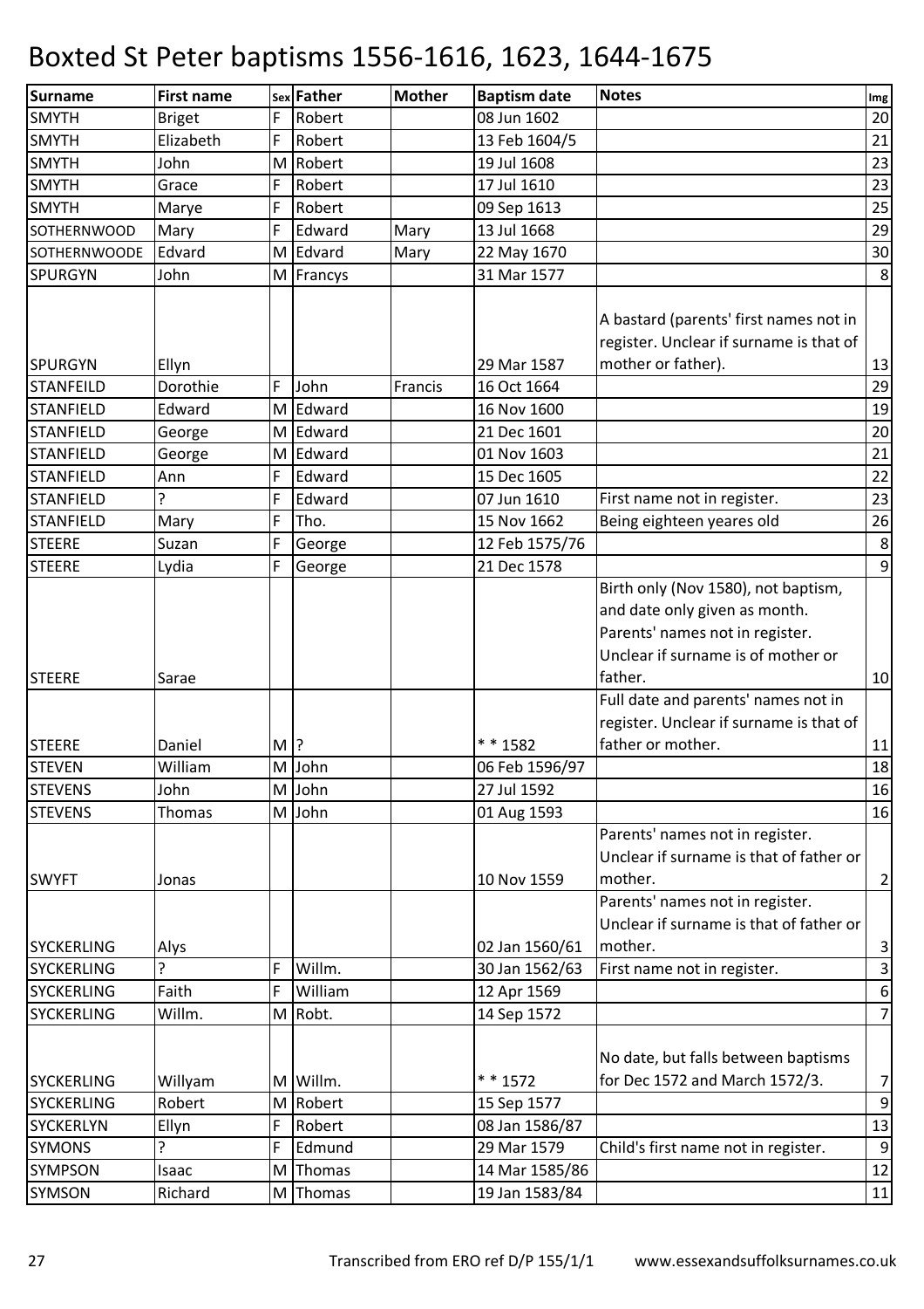# Boxted St Peter baptisms 1556-1616, 1623, 1644-1675

| Surname | First name | Sex | Father | Mother | Baptism date | Notes | Img |
|---|---|---|---|---|---|---|---|
| SMYTH | Briget | F | Robert | | 08 Jun 1602 | | 20 |
| SMYTH | Elizabeth | F | Robert | | 13 Feb 1604/5 | | 21 |
| SMYTH | John | M | Robert | | 19 Jul 1608 | | 23 |
| SMYTH | Grace | F | Robert | | 17 Jul 1610 | | 23 |
| SMYTH | Marye | F | Robert | | 09 Sep 1613 | | 25 |
| SOTHERNWOOD | Mary | F | Edward | Mary | 13 Jul 1668 | | 29 |
| SOTHERNWOODE | Edvard | M | Edvard | Mary | 22 May 1670 | | 30 |
| SPURGYN | John | M | Francys | | 31 Mar 1577 | | 8 |
| SPURGYN | Ellyn | | | | 29 Mar 1587 | A bastard (parents' first names not in register. Unclear if surname is that of mother or father). | 13 |
| STANFEILD | Dorothie | F | John | Francis | 16 Oct 1664 | | 29 |
| STANFIELD | Edward | M | Edward | | 16 Nov 1600 | | 19 |
| STANFIELD | George | M | Edward | | 21 Dec 1601 | | 20 |
| STANFIELD | George | M | Edward | | 01 Nov 1603 | | 21 |
| STANFIELD | Ann | F | Edward | | 15 Dec 1605 | | 22 |
| STANFIELD | ? | F | Edward | | 07 Jun 1610 | First name not in register. | 23 |
| STANFIELD | Mary | F | Tho. | | 15 Nov 1662 | Being eighteen yeares old | 26 |
| STEERE | Suzan | F | George | | 12 Feb 1575/76 | | 8 |
| STEERE | Lydia | F | George | | 21 Dec 1578 | | 9 |
| STEERE | Sarae | | | | | Birth only (Nov 1580), not baptism, and date only given as month. Parents' names not in register. Unclear if surname is of mother or father. | 10 |
| STEERE | Daniel | M | ? | | * * 1582 | Full date and parents' names not in register. Unclear if surname is that of father or mother. | 11 |
| STEVEN | William | M | John | | 06 Feb 1596/97 | | 18 |
| STEVENS | John | M | John | | 27 Jul 1592 | | 16 |
| STEVENS | Thomas | M | John | | 01 Aug 1593 | | 16 |
| SWYFT | Jonas | | | | 10 Nov 1559 | Parents' names not in register. Unclear if surname is that of father or mother. | 2 |
| SYCKERLING | Alys | | | | 02 Jan 1560/61 | Parents' names not in register. Unclear if surname is that of father or mother. | 3 |
| SYCKERLING | ? | F | Willm. | | 30 Jan 1562/63 | First name not in register. | 3 |
| SYCKERLING | Faith | F | William | | 12 Apr 1569 | | 6 |
| SYCKERLING | Willm. | M | Robt. | | 14 Sep 1572 | | 7 |
| SYCKERLING | Willyam | M | Willm. | | * * 1572 | No date, but falls between baptisms for Dec 1572 and March 1572/3. | 7 |
| SYCKERLING | Robert | M | Robert | | 15 Sep 1577 | | 9 |
| SYCKERLYN | Ellyn | F | Robert | | 08 Jan 1586/87 | | 13 |
| SYMONS | ? | F | Edmund | | 29 Mar 1579 | Child's first name not in register. | 9 |
| SYMPSON | Isaac | M | Thomas | | 14 Mar 1585/86 | | 12 |
| SYMSON | Richard | M | Thomas | | 19 Jan 1583/84 | | 11 |

Transcribed from ERO ref D/P 155/1/1 www.essexandsuffolksurnames.co.uk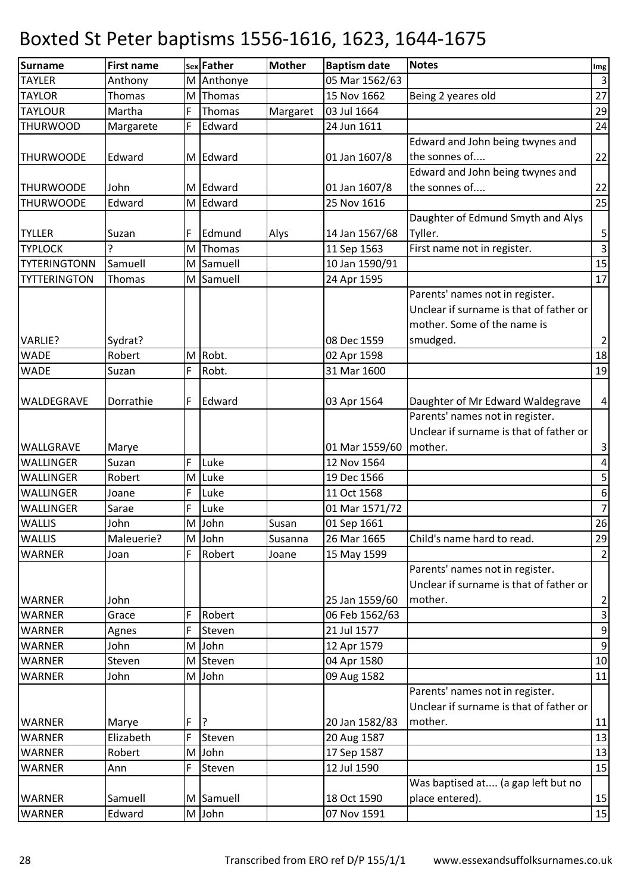# Boxted St Peter baptisms 1556-1616, 1623, 1644-1675

| Surname | First name | Sex | Father | Mother | Baptism date | Notes | Img |
|---|---|---|---|---|---|---|---|
| TAYLER | Anthony | M | Anthonye | | 05 Mar 1562/63 | | 3 |
| TAYLOR | Thomas | M | Thomas | | 15 Nov 1662 | Being 2 yeares old | 27 |
| TAYLOUR | Martha | F | Thomas | Margaret | 03 Jul 1664 | | 29 |
| THURWOOD | Margarete | F | Edward | | 24 Jun 1611 | | 24 |
| THURWOODE | Edward | M | Edward | | 01 Jan 1607/8 | Edward and John being twynes and the sonnes of.... | 22 |
| THURWOODE | John | M | Edward | | 01 Jan 1607/8 | Edward and John being twynes and the sonnes of.... | 22 |
| THURWOODE | Edward | M | Edward | | 25 Nov 1616 | | 25 |
| TYLLER | Suzan | F | Edmund | Alys | 14 Jan 1567/68 | Daughter of Edmund Smyth and Alys Tyller. | 5 |
| TYPLOCK | ? | M | Thomas | | 11 Sep 1563 | First name not in register. | 3 |
| TYTERINGTONN | Samuell | M | Samuell | | 10 Jan 1590/91 | | 15 |
| TYTTERINGTON | Thomas | M | Samuell | | 24 Apr 1595 | | 17 |
| VARLIE? | Sydrat? | | | | 08 Dec 1559 | Parents' names not in register. Unclear if surname is that of father or mother. Some of the name is smudged. | 2 |
| WADE | Robert | M | Robt. | | 02 Apr 1598 | | 18 |
| WADE | Suzan | F | Robt. | | 31 Mar 1600 | | 19 |
| WALDEGRAVE | Dorrathie | F | Edward | | 03 Apr 1564 | Daughter of Mr Edward Waldegrave | 4 |
| WALLGRAVE | Marye | | | | 01 Mar 1559/60 | Parents' names not in register. Unclear if surname is that of father or mother. | 3 |
| WALLINGER | Suzan | F | Luke | | 12 Nov 1564 | | 4 |
| WALLINGER | Robert | M | Luke | | 19 Dec 1566 | | 5 |
| WALLINGER | Joane | F | Luke | | 11 Oct 1568 | | 6 |
| WALLINGER | Sarae | F | Luke | | 01 Mar 1571/72 | | 7 |
| WALLIS | John | M | John | Susan | 01 Sep 1661 | | 26 |
| WALLIS | Maleuerie? | M | John | Susanna | 26 Mar 1665 | Child's name hard to read. | 29 |
| WARNER | Joan | F | Robert | Joane | 15 May 1599 | | 2 |
| WARNER | John | | | | 25 Jan 1559/60 | Parents' names not in register. Unclear if surname is that of father or mother. | 2 |
| WARNER | Grace | F | Robert | | 06 Feb 1562/63 | | 3 |
| WARNER | Agnes | F | Steven | | 21 Jul 1577 | | 9 |
| WARNER | John | M | John | | 12 Apr 1579 | | 9 |
| WARNER | Steven | M | Steven | | 04 Apr 1580 | | 10 |
| WARNER | John | M | John | | 09 Aug 1582 | | 11 |
| WARNER | Marye | F | ? | | 20 Jan 1582/83 | Parents' names not in register. Unclear if surname is that of father or mother. | 11 |
| WARNER | Elizabeth | F | Steven | | 20 Aug 1587 | | 13 |
| WARNER | Robert | M | John | | 17 Sep 1587 | | 13 |
| WARNER | Ann | F | Steven | | 12 Jul 1590 | | 15 |
| WARNER | Samuell | M | Samuell | | 18 Oct 1590 | Was baptised at.... (a gap left but no place entered). | 15 |
| WARNER | Edward | M | John | | 07 Nov 1591 | | 15 |

Transcribed from ERO ref D/P 155/1/1 www.essexandsuffolksurnames.co.uk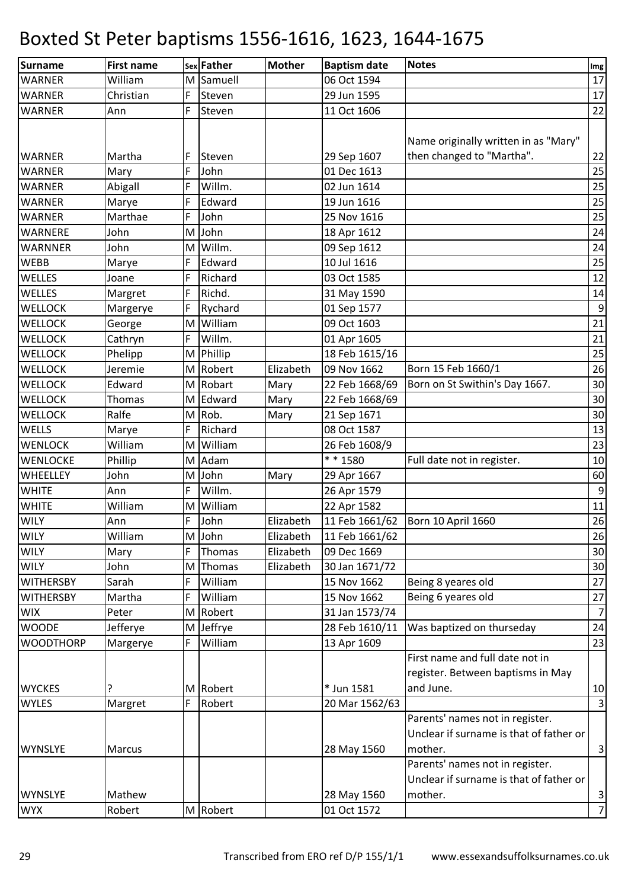# Boxted St Peter baptisms 1556-1616, 1623, 1644-1675

| Surname | First name | Sex | Father | Mother | Baptism date | Notes | Img |
|---|---|---|---|---|---|---|---|
| WARNER | William | M | Samuell | | 06 Oct 1594 | | 17 |
| WARNER | Christian | F | Steven | | 29 Jun 1595 | | 17 |
| WARNER | Ann | F | Steven | | 11 Oct 1606 | | 22 |
| WARNER | Martha | F | Steven | | 29 Sep 1607 | Name originally written in as "Mary" then changed to "Martha". | 22 |
| WARNER | Mary | F | John | | 01 Dec 1613 | | 25 |
| WARNER | Abigall | F | Willm. | | 02 Jun 1614 | | 25 |
| WARNER | Marye | F | Edward | | 19 Jun 1616 | | 25 |
| WARNER | Marthae | F | John | | 25 Nov 1616 | | 25 |
| WARNERE | John | M | John | | 18 Apr 1612 | | 24 |
| WARNNER | John | M | Willm. | | 09 Sep 1612 | | 24 |
| WEBB | Marye | F | Edward | | 10 Jul 1616 | | 25 |
| WELLES | Joane | F | Richard | | 03 Oct 1585 | | 12 |
| WELLES | Margret | F | Richd. | | 31 May 1590 | | 14 |
| WELLOCK | Margerye | F | Rychard | | 01 Sep 1577 | | 9 |
| WELLOCK | George | M | William | | 09 Oct 1603 | | 21 |
| WELLOCK | Cathryn | F | Willm. | | 01 Apr 1605 | | 21 |
| WELLOCK | Phelipp | M | Phillip | | 18 Feb 1615/16 | | 25 |
| WELLOCK | Jeremie | M | Robert | Elizabeth | 09 Nov 1662 | Born 15 Feb 1660/1 | 26 |
| WELLOCK | Edward | M | Robart | Mary | 22 Feb 1668/69 | Born on St Swithin's Day 1667. | 30 |
| WELLOCK | Thomas | M | Edward | Mary | 22 Feb 1668/69 | | 30 |
| WELLOCK | Ralfe | M | Rob. | Mary | 21 Sep 1671 | | 30 |
| WELLS | Marye | F | Richard | | 08 Oct 1587 | | 13 |
| WENLOCK | William | M | William | | 26 Feb 1608/9 | | 23 |
| WENLOCKE | Phillip | M | Adam | | * * 1580 | Full date not in register. | 10 |
| WHEELLEY | John | M | John | Mary | 29 Apr 1667 | | 60 |
| WHITE | Ann | F | Willm. | | 26 Apr 1579 | | 9 |
| WHITE | William | M | William | | 22 Apr 1582 | | 11 |
| WILY | Ann | F | John | Elizabeth | 11 Feb 1661/62 | Born 10 April 1660 | 26 |
| WILY | William | M | John | Elizabeth | 11 Feb 1661/62 | | 26 |
| WILY | Mary | F | Thomas | Elizabeth | 09 Dec 1669 | | 30 |
| WILY | John | M | Thomas | Elizabeth | 30 Jan 1671/72 | | 30 |
| WITHERSBY | Sarah | F | William | | 15 Nov 1662 | Being 8 yeares old | 27 |
| WITHERSBY | Martha | F | William | | 15 Nov 1662 | Being 6 yeares old | 27 |
| WIX | Peter | M | Robert | | 31 Jan 1573/74 | | 7 |
| WOODE | Jefferye | M | Jeffrye | | 28 Feb 1610/11 | Was baptized on thurseday | 24 |
| WOODTHORP | Margerye | F | William | | 13 Apr 1609 | | 23 |
| WYCKES | ? | M | Robert | | * Jun 1581 | First name and full date not in register. Between baptisms in May and June. | 10 |
| WYLES | Margret | F | Robert | | 20 Mar 1562/63 | | 3 |
| WYNSLYE | Marcus | | | | 28 May 1560 | Parents' names not in register. Unclear if surname is that of father or mother. | 3 |
| WYNSLYE | Mathew | | | | 28 May 1560 | Parents' names not in register. Unclear if surname is that of father or mother. | 3 |
| WYX | Robert | M | Robert | | 01 Oct 1572 | | 7 |

Transcribed from ERO ref D/P 155/1/1 www.essexandsuffolksurnames.co.uk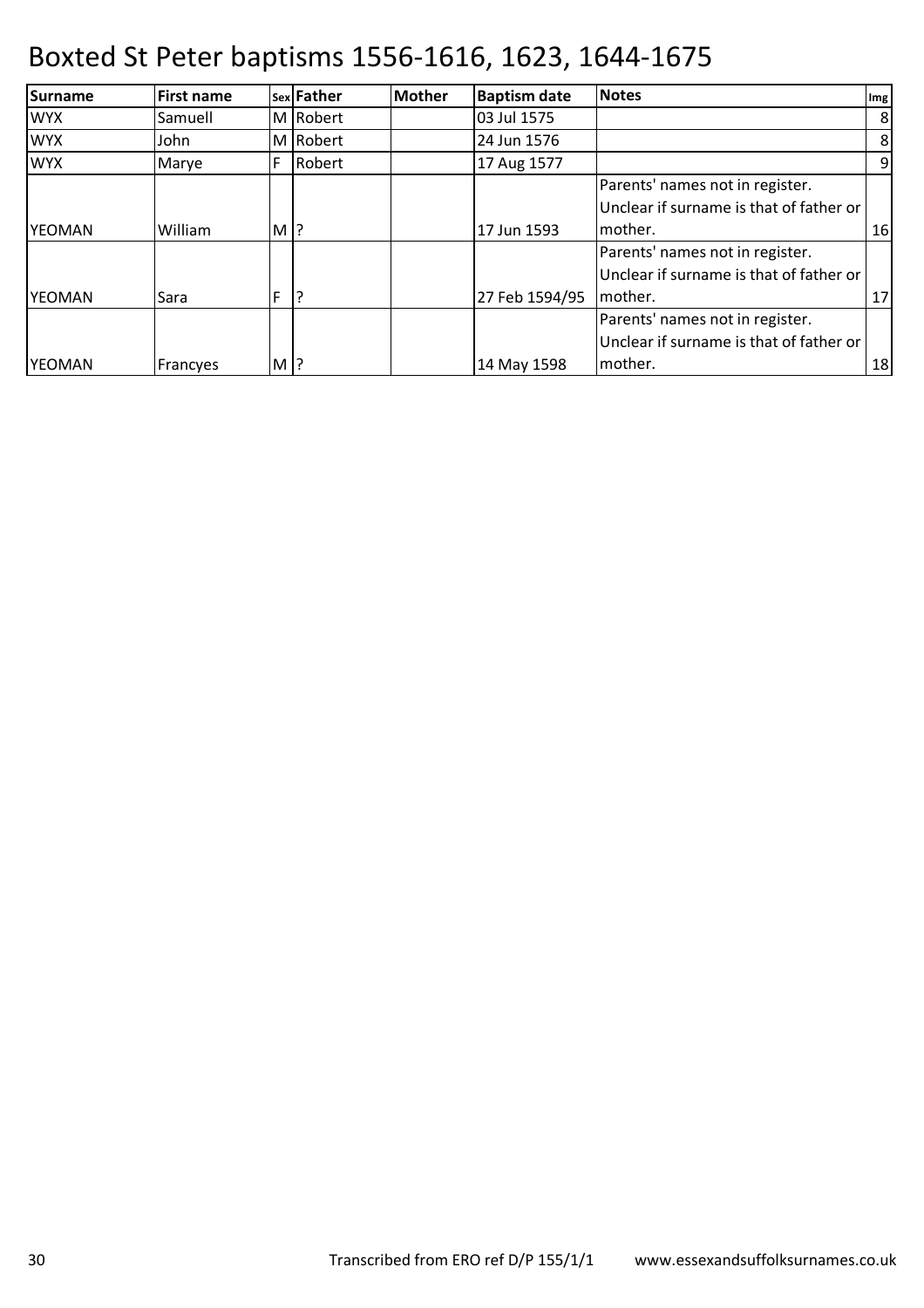# Boxted St Peter baptisms 1556-1616, 1623, 1644-1675

| Surname | First name | Sex | Father | Mother | Baptism date | Notes | Img |
|---|---|---|---|---|---|---|---|
| WYX | Samuell | M | Robert | | 03 Jul 1575 | | 8 |
| WYX | John | M | Robert | | 24 Jun 1576 | | 8 |
| WYX | Marye | F | Robert | | 17 Aug 1577 | | 9 |
| YEOMAN | William | M | ? | | 17 Jun 1593 | Parents' names not in register. Unclear if surname is that of father or mother. | 16 |
| YEOMAN | Sara | F | ? | | 27 Feb 1594/95 | Parents' names not in register. Unclear if surname is that of father or mother. | 17 |
| YEOMAN | Francyes | M | ? | | 14 May 1598 | Parents' names not in register. Unclear if surname is that of father or mother. | 18 |

Transcribed from ERO ref D/P 155/1/1 www.essexandsuffolksurnames.co.uk